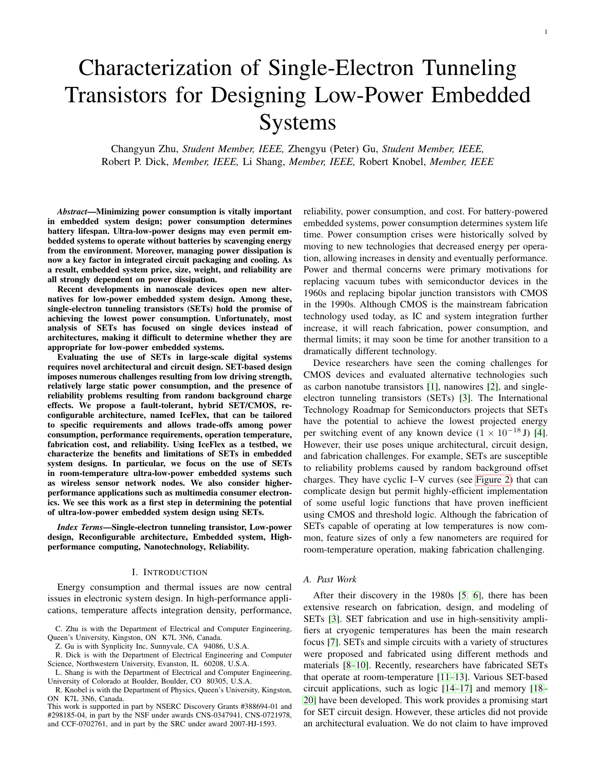# Characterization of Single-Electron Tunneling Transistors for Designing Low-Power Embedded Systems

Changyun Zhu, *Student Member, IEEE,* Zhengyu (Peter) Gu, *Student Member, IEEE,* Robert P. Dick, *Member, IEEE,* Li Shang, *Member, IEEE,* Robert Knobel, *Member, IEEE*

***Abstract*—Minimizing power consumption is vitally important in embedded system design; power consumption determines battery lifespan. Ultra-low-power designs may even permit embedded systems to operate without batteries by scavenging energy from the environment. Moreover, managing power dissipation is now a key factor in integrated circuit packaging and cooling. As a result, embedded system price, size, weight, and reliability are all strongly dependent on power dissipation.**

**Recent developments in nanoscale devices open new alternatives for low-power embedded system design. Among these, single-electron tunneling transistors (SETs) hold the promise of achieving the lowest power consumption. Unfortunately, most analysis of SETs has focused on single devices instead of architectures, making it difficult to determine whether they are appropriate for low-power embedded systems.**

**Evaluating the use of SETs in large-scale digital systems requires novel architectural and circuit design. SET-based design imposes numerous challenges resulting from low driving strength, relatively large static power consumption, and the presence of reliability problems resulting from random background charge effects. We propose a fault-tolerant, hybrid SET/CMOS, reconfigurable architecture, named IceFlex, that can be tailored to specific requirements and allows trade-offs among power consumption, performance requirements, operation temperature, fabrication cost, and reliability. Using IceFlex as a testbed, we characterize the benefits and limitations of SETs in embedded system designs. In particular, we focus on the use of SETs in room-temperature ultra-low-power embedded systems such as wireless sensor network nodes. We also consider higher-performance applications such as multimedia consumer electronics. We see this work as a first step in determining the potential of ultra-low-power embedded system design using SETs.**

***Index Terms*—Single-electron tunneling transistor, Low-power design, Reconfigurable architecture, Embedded system, High-performance computing, Nanotechnology, Reliability.**

## I. Introduction

Energy consumption and thermal issues are now central issues in electronic system design. In high-performance applications, temperature affects integration density, performance, reliability, power consumption, and cost. For battery-powered embedded systems, power consumption determines system life time. Power consumption crises were historically solved by moving to new technologies that decreased energy per operation, allowing increases in density and eventually performance. Power and thermal concerns were primary motivations for replacing vacuum tubes with semiconductor devices in the 1960s and replacing bipolar junction transistors with CMOS in the 1990s. Although CMOS is the mainstream fabrication technology used today, as IC and system integration further increase, it will reach fabrication, power consumption, and thermal limits; it may soon be time for another transition to a dramatically different technology.

Device researchers have seen the coming challenges for CMOS devices and evaluated alternative technologies such as carbon nanotube transistors [1], nanowires [2], and single-electron tunneling transistors (SETs) [3]. The International Technology Roadmap for Semiconductors projects that SETs have the potential to achieve the lowest projected energy per switching event of any known device ($1 \times 10^{-18}$ J) [4]. However, their use poses unique architectural, circuit design, and fabrication challenges. For example, SETs are susceptible to reliability problems caused by random background offset charges. They have cyclic I–V curves (see Figure 2) that can complicate design but permit highly-efficient implementation of some useful logic functions that have proven inefficient using CMOS and threshold logic. Although the fabrication of SETs capable of operating at low temperatures is now common, feature sizes of only a few nanometers are required for room-temperature operation, making fabrication challenging.

### A. Past Work

After their discovery in the 1980s [5, 6], there has been extensive research on fabrication, design, and modeling of SETs [3]. SET fabrication and use in high-sensitivity amplifiers at cryogenic temperatures has been the main research focus [7]. SETs and simple circuits with a variety of structures were proposed and fabricated using different methods and materials [8–10]. Recently, researchers have fabricated SETs that operate at room-temperature [11–13]. Various SET-based circuit applications, such as logic [14–17] and memory [18–20] have been developed. This work provides a promising start for SET circuit design. However, these articles did not provide an architectural evaluation. We do not claim to have improved

C. Zhu is with the Department of Electrical and Computer Engineering, Queen's University, Kingston, ON K7L 3N6, Canada.

Z. Gu is with Synplicity Inc, Sunnyvale, CA 94086, U.S.A.

R. Dick is with the Department of Electrical Engineering and Computer Science, Northwestern University, Evanston, IL 60208, U.S.A.

L. Shang is with the Department of Electrical and Computer Engineering, University of Colorado at Boulder, Boulder, CO 80305, U.S.A.

R. Knobel is with the Department of Physics, Queen's University, Kingston, ON K7L 3N6, Canada.

This work is supported in part by NSERC Discovery Grants #388694-01 and #298185-04, in part by the NSF under awards CNS-0347941, CNS-0721978, and CCF-0702761, and in part by the SRC under award 2007-HJ-1593.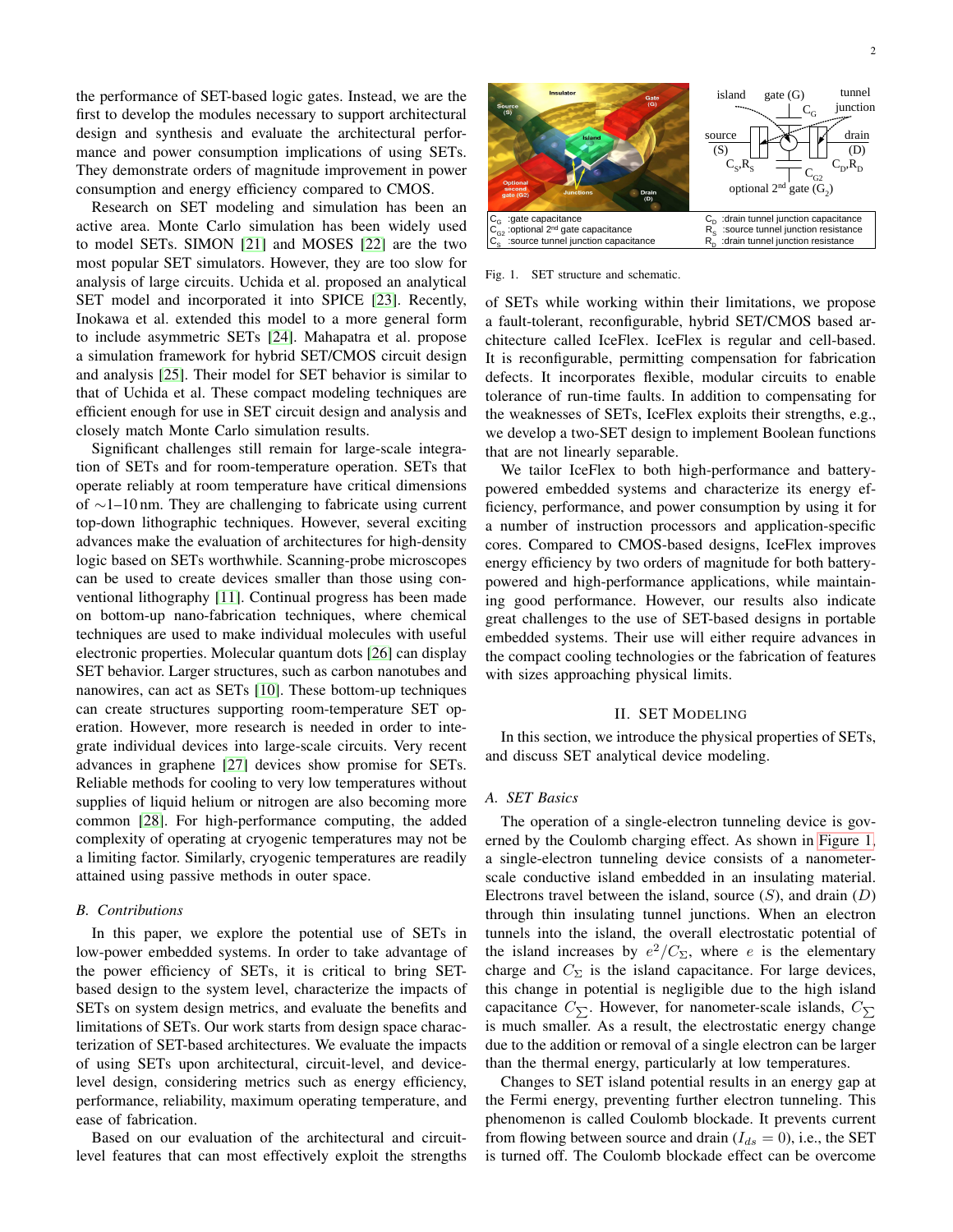the performance of SET-based logic gates. Instead, we are the first to develop the modules necessary to support architectural design and synthesis and evaluate the architectural performance and power consumption implications of using SETs. They demonstrate orders of magnitude improvement in power consumption and energy efficiency compared to CMOS.

Research on SET modeling and simulation has been an active area. Monte Carlo simulation has been widely used to model SETs. SIMON [21] and MOSES [22] are the two most popular SET simulators. However, they are too slow for analysis of large circuits. Uchida et al. proposed an analytical SET model and incorporated it into SPICE [23]. Recently, Inokawa et al. extended this model to a more general form to include asymmetric SETs [24]. Mahapatra et al. propose a simulation framework for hybrid SET/CMOS circuit design and analysis [25]. Their model for SET behavior is similar to that of Uchida et al. These compact modeling techniques are efficient enough for use in SET circuit design and analysis and closely match Monte Carlo simulation results.

Significant challenges still remain for large-scale integration of SETs and for room-temperature operation. SETs that operate reliably at room temperature have critical dimensions of ∼1–10 nm. They are challenging to fabricate using current top-down lithographic techniques. However, several exciting advances make the evaluation of architectures for high-density logic based on SETs worthwhile. Scanning-probe microscopes can be used to create devices smaller than those using conventional lithography [11]. Continual progress has been made on bottom-up nano-fabrication techniques, where chemical techniques are used to make individual molecules with useful electronic properties. Molecular quantum dots [26] can display SET behavior. Larger structures, such as carbon nanotubes and nanowires, can act as SETs [10]. These bottom-up techniques can create structures supporting room-temperature SET operation. However, more research is needed in order to integrate individual devices into large-scale circuits. Very recent advances in graphene [27] devices show promise for SETs. Reliable methods for cooling to very low temperatures without supplies of liquid helium or nitrogen are also becoming more common [28]. For high-performance computing, the added complexity of operating at cryogenic temperatures may not be a limiting factor. Similarly, cryogenic temperatures are readily attained using passive methods in outer space.

### B. Contributions

In this paper, we explore the potential use of SETs in low-power embedded systems. In order to take advantage of the power efficiency of SETs, it is critical to bring SET-based design to the system level, characterize the impacts of SETs on system design metrics, and evaluate the benefits and limitations of SETs. Our work starts from design space characterization of SET-based architectures. We evaluate the impacts of using SETs upon architectural, circuit-level, and device-level design, considering metrics such as energy efficiency, performance, reliability, maximum operating temperature, and ease of fabrication.

Based on our evaluation of the architectural and circuit-level features that can most effectively exploit the strengths of SETs while working within their limitations, we propose a fault-tolerant, reconfigurable, hybrid SET/CMOS based architecture called IceFlex. IceFlex is regular and cell-based. It is reconfigurable, permitting compensation for fabrication defects. It incorporates flexible, modular circuits to enable tolerance of run-time faults. In addition to compensating for the weaknesses of SETs, IceFlex exploits their strengths, e.g., we develop a two-SET design to implement Boolean functions that are not linearly separable.

We tailor IceFlex to both high-performance and battery-powered embedded systems and characterize its energy efficiency, performance, and power consumption by using it for a number of instruction processors and application-specific cores. Compared to CMOS-based designs, IceFlex improves energy efficiency by two orders of magnitude for both battery-powered and high-performance applications, while maintaining good performance. However, our results also indicate great challenges to the use of SET-based designs in portable embedded systems. Their use will either require advances in the compact cooling technologies or the fabrication of features with sizes approaching physical limits.

| $C_G$ :gate capacitance | $C_D$ :drain tunnel junction capacitance |
|---|---|
| $C_{G2}$ :optional 2nd gate capacitance | $R_S$ :source tunnel junction resistance |
| $C_S$ :source tunnel junction capacitance | $R_D$ :drain tunnel junction resistance |

Fig. 1. SET structure and schematic.

## II. SET Modeling

In this section, we introduce the physical properties of SETs, and discuss SET analytical device modeling.

### A. SET Basics

The operation of a single-electron tunneling device is governed by the Coulomb charging effect. As shown in Figure 1, a single-electron tunneling device consists of a nanometer-scale conductive island embedded in an insulating material. Electrons travel between the island, source ($S$), and drain ($D$) through thin insulating tunnel junctions. When an electron tunnels into the island, the overall electrostatic potential of the island increases by $e^2/C_\Sigma$, where $e$ is the elementary charge and $C_\Sigma$ is the island capacitance. For large devices, this change in potential is negligible due to the high island capacitance $C_\sum$. However, for nanometer-scale islands, $C_\sum$ is much smaller. As a result, the electrostatic energy change due to the addition or removal of a single electron can be larger than the thermal energy, particularly at low temperatures.

Changes to SET island potential results in an energy gap at the Fermi energy, preventing further electron tunneling. This phenomenon is called Coulomb blockade. It prevents current from flowing between source and drain ($I_{ds} = 0$), i.e., the SET is turned off. The Coulomb blockade effect can be overcome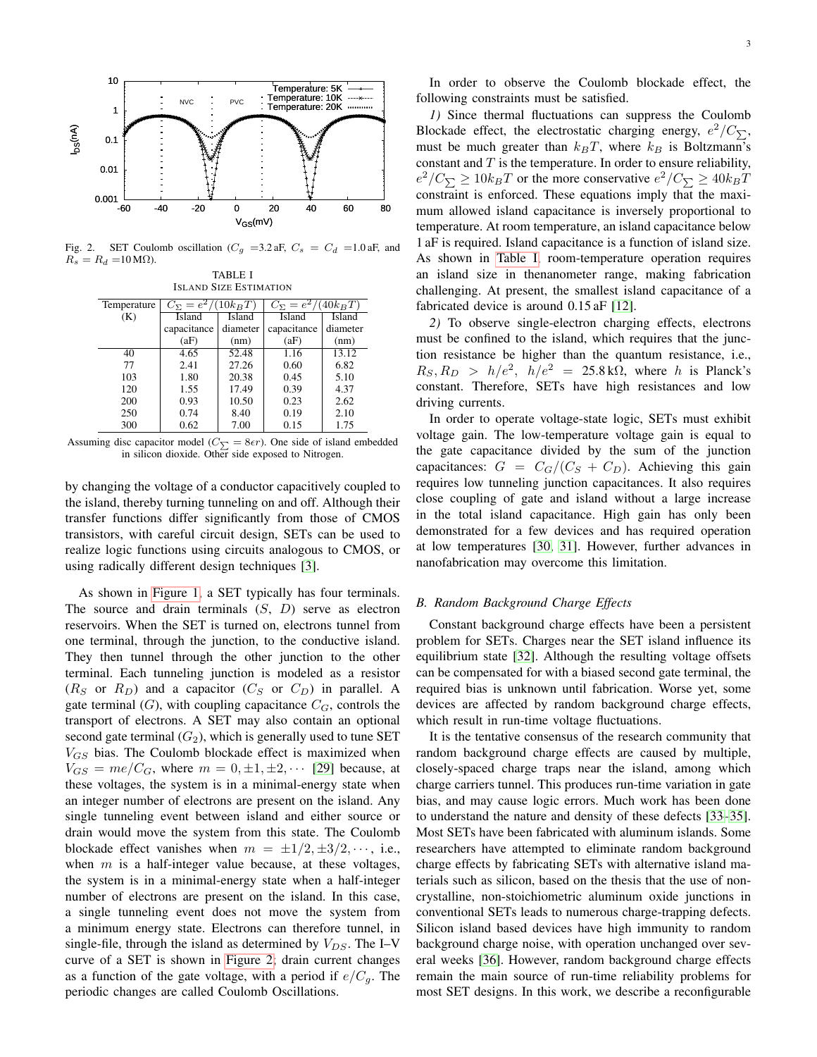Fig. 2. SET Coulomb oscillation ($C_g$ =3.2 aF, $C_s$ = $C_d$ =1.0 aF, and $R_s = R_d$ =10 MΩ).

TABLE I
ISLAND SIZE ESTIMATION

| Temperature (K) | $C_\sum = e^2/(10k_BT)$ | | $C_\sum = e^2/(40k_BT)$ | |
|---|---|---|---|---|
| | Island capacitance (aF) | Island diameter (nm) | Island capacitance (aF) | Island diameter (nm) |
| 40 | 4.65 | 52.48 | 1.16 | 13.12 |
| 77 | 2.41 | 27.26 | 0.60 | 6.82 |
| 103 | 1.80 | 20.38 | 0.45 | 5.10 |
| 120 | 1.55 | 17.49 | 0.39 | 4.37 |
| 200 | 0.93 | 10.50 | 0.23 | 2.62 |
| 250 | 0.74 | 8.40 | 0.19 | 2.10 |
| 300 | 0.62 | 7.00 | 0.15 | 1.75 |

Assuming disc capacitor model ($C_\sum = 8\epsilon r$). One side of island embedded in silicon dioxide. Other side exposed to Nitrogen.

by changing the voltage of a conductor capacitively coupled to the island, thereby turning tunneling on and off. Although their transfer functions differ significantly from those of CMOS transistors, with careful circuit design, SETs can be used to realize logic functions using circuits analogous to CMOS, or using radically different design techniques [3].

As shown in Figure 1, a SET typically has four terminals. The source and drain terminals ($S$, $D$) serve as electron reservoirs. When the SET is turned on, electrons tunnel from one terminal, through the junction, to the conductive island. They then tunnel through the other junction to the other terminal. Each tunneling junction is modeled as a resistor ($R_S$ or $R_D$) and a capacitor ($C_S$ or $C_D$) in parallel. A gate terminal ($G$), with coupling capacitance $C_G$, controls the transport of electrons. A SET may also contain an optional second gate terminal ($G_2$), which is generally used to tune SET $V_{GS}$ bias. The Coulomb blockade effect is maximized when $V_{GS} = me/C_G$, where $m = 0, \pm1, \pm2, \cdots$ [29] because, at these voltages, the system is in a minimal-energy state when an integer number of electrons are present on the island. Any single tunneling event between island and either source or drain would move the system from this state. The Coulomb blockade effect vanishes when $m = \pm1/2, \pm3/2, \cdots$, i.e., when $m$ is a half-integer value because, at these voltages, the system is in a minimal-energy state when a half-integer number of electrons are present on the island. In this case, a single tunneling event does not move the system from a minimum energy state. Electrons can therefore tunnel, in single-file, through the island as determined by $V_{DS}$. The I–V curve of a SET is shown in Figure 2; drain current changes as a function of the gate voltage, with a period if $e/C_g$. The periodic changes are called Coulomb Oscillations.

In order to observe the Coulomb blockade effect, the following constraints must be satisfied.

*1)* Since thermal fluctuations can suppress the Coulomb Blockade effect, the electrostatic charging energy, $e^2/C_\sum$, must be much greater than $k_BT$, where $k_B$ is Boltzmann's constant and $T$ is the temperature. In order to ensure reliability, $e^2/C_\sum \geq 10k_BT$ or the more conservative $e^2/C_\sum \geq 40k_BT$ constraint is enforced. These equations imply that the maximum allowed island capacitance is inversely proportional to temperature. At room temperature, an island capacitance below 1 aF is required. Island capacitance is a function of island size. As shown in Table I, room-temperature operation requires an island size in thenanometer range, making fabrication challenging. At present, the smallest island capacitance of a fabricated device is around 0.15 aF [12].

*2)* To observe single-electron charging effects, electrons must be confined to the island, which requires that the junction resistance be higher than the quantum resistance, i.e., $R_S, R_D > h/e^2$, $h/e^2 = 25.8\,\text{k}\Omega$, where $h$ is Planck's constant. Therefore, SETs have high resistances and low driving currents.

In order to operate voltage-state logic, SETs must exhibit voltage gain. The low-temperature voltage gain is equal to the gate capacitance divided by the sum of the junction capacitances: $G = C_G/(C_S + C_D)$. Achieving this gain requires low tunneling junction capacitances. It also requires close coupling of gate and island without a large increase in the total island capacitance. High gain has only been demonstrated for a few devices and has required operation at low temperatures [30, 31]. However, further advances in nanofabrication may overcome this limitation.

### *B. Random Background Charge Effects*

Constant background charge effects have been a persistent problem for SETs. Charges near the SET island influence its equilibrium state [32]. Although the resulting voltage offsets can be compensated for with a biased second gate terminal, the required bias is unknown until fabrication. Worse yet, some devices are affected by random background charge effects, which result in run-time voltage fluctuations.

It is the tentative consensus of the research community that random background charge effects are caused by multiple, closely-spaced charge traps near the island, among which charge carriers tunnel. This produces run-time variation in gate bias, and may cause logic errors. Much work has been done to understand the nature and density of these defects [33–35]. Most SETs have been fabricated with aluminum islands. Some researchers have attempted to eliminate random background charge effects by fabricating SETs with alternative island materials such as silicon, based on the thesis that the use of non-crystalline, non-stoichiometric aluminum oxide junctions in conventional SETs leads to numerous charge-trapping defects. Silicon island based devices have high immunity to random background charge noise, with operation unchanged over several weeks [36]. However, random background charge effects remain the main source of run-time reliability problems for most SET designs. In this work, we describe a reconfigurable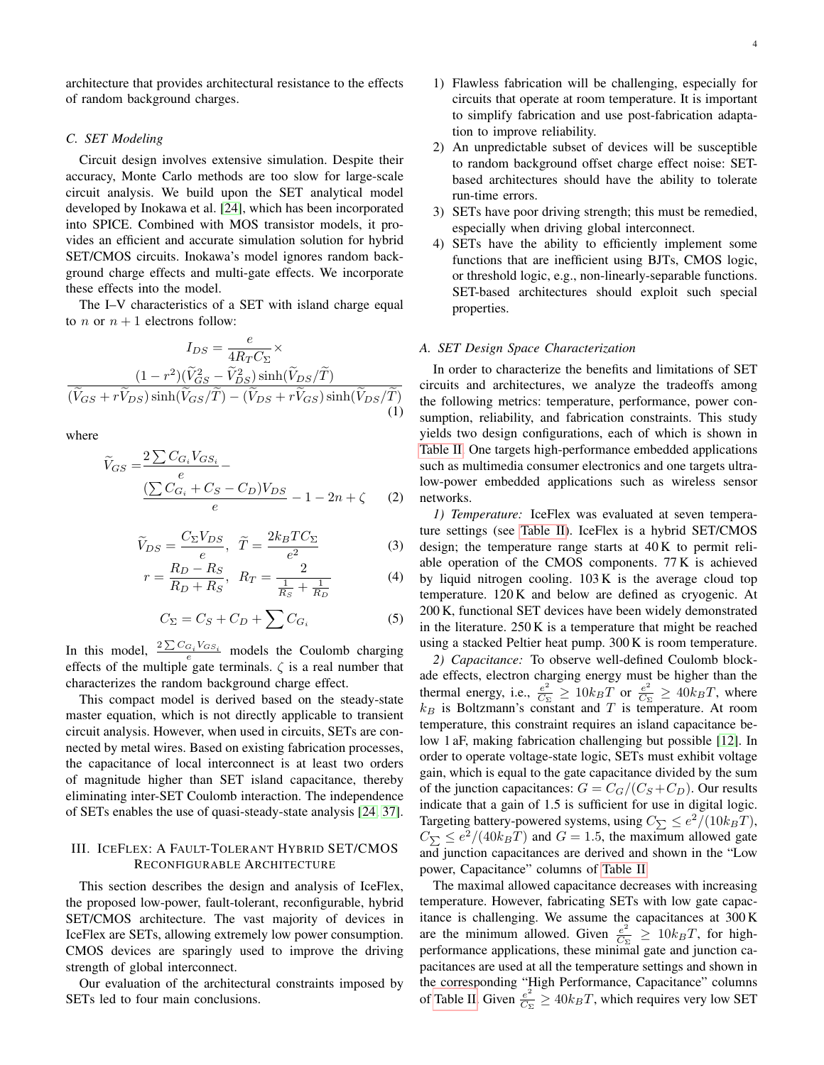architecture that provides architectural resistance to the effects of random background charges.

### C. SET Modeling

Circuit design involves extensive simulation. Despite their accuracy, Monte Carlo methods are too slow for large-scale circuit analysis. We build upon the SET analytical model developed by Inokawa et al. [24], which has been incorporated into SPICE. Combined with MOS transistor models, it provides an efficient and accurate simulation solution for hybrid SET/CMOS circuits. Inokawa's model ignores random background charge effects and multi-gate effects. We incorporate these effects into the model.

The I–V characteristics of a SET with island charge equal to $n$ or $n+1$ electrons follow:

$$I_{DS} = \frac{e}{4R_T C_\Sigma} \times \frac{(1-r^2)(\widetilde{V}_{GS}^2 - \widetilde{V}_{DS}^2)\sinh(\widetilde{V}_{DS}/\widetilde{T})}{(\widetilde{V}_{GS} + r\widetilde{V}_{DS})\sinh(\widetilde{V}_{GS}/\widetilde{T}) - (\widetilde{V}_{DS} + r\widetilde{V}_{GS})\sinh(\widetilde{V}_{DS}/\widetilde{T})} \quad (1)$$

where

$$\widetilde{V}_{GS} = \frac{2\sum C_{G_i} V_{GS_i}}{e} - \frac{(\sum C_{G_i} + C_S - C_D)V_{DS}}{e} - 1 - 2n + \zeta \quad (2)$$

$$\widetilde{V}_{DS} = \frac{C_\Sigma V_{DS}}{e}, \quad \widetilde{T} = \frac{2k_B T C_\Sigma}{e^2} \quad (3)$$

$$r = \frac{R_D - R_S}{R_D + R_S}, \quad R_T = \frac{2}{\frac{1}{R_S} + \frac{1}{R_D}} \quad (4)$$

$$C_\Sigma = C_S + C_D + \sum C_{G_i} \quad (5)$$

In this model, $\frac{2\sum C_{G_i} V_{GS_i}}{e}$ models the Coulomb charging effects of the multiple gate terminals. $\zeta$ is a real number that characterizes the random background charge effect.

This compact model is derived based on the steady-state master equation, which is not directly applicable to transient circuit analysis. However, when used in circuits, SETs are connected by metal wires. Based on existing fabrication processes, the capacitance of local interconnect is at least two orders of magnitude higher than SET island capacitance, thereby eliminating inter-SET Coulomb interaction. The independence of SETs enables the use of quasi-steady-state analysis [24, 37].

## III. IceFlex: A Fault-Tolerant Hybrid SET/CMOS Reconfigurable Architecture

This section describes the design and analysis of IceFlex, the proposed low-power, fault-tolerant, reconfigurable, hybrid SET/CMOS architecture. The vast majority of devices in IceFlex are SETs, allowing extremely low power consumption. CMOS devices are sparingly used to improve the driving strength of global interconnect.

Our evaluation of the architectural constraints imposed by SETs led to four main conclusions.

1) Flawless fabrication will be challenging, especially for circuits that operate at room temperature. It is important to simplify fabrication and use post-fabrication adaptation to improve reliability.
2) An unpredictable subset of devices will be susceptible to random background offset charge effect noise: SET-based architectures should have the ability to tolerate run-time errors.
3) SETs have poor driving strength; this must be remedied, especially when driving global interconnect.
4) SETs have the ability to efficiently implement some functions that are inefficient using BJTs, CMOS logic, or threshold logic, e.g., non-linearly-separable functions. SET-based architectures should exploit such special properties.

### A. SET Design Space Characterization

In order to characterize the benefits and limitations of SET circuits and architectures, we analyze the tradeoffs among the following metrics: temperature, performance, power consumption, reliability, and fabrication constraints. This study yields two design configurations, each of which is shown in Table II. One targets high-performance embedded applications such as multimedia consumer electronics and one targets ultra-low-power embedded applications such as wireless sensor networks.

*1) Temperature:* IceFlex was evaluated at seven temperature settings (see Table II). IceFlex is a hybrid SET/CMOS design; the temperature range starts at 40 K to permit reliable operation of the CMOS components. 77 K is achieved by liquid nitrogen cooling. 103 K is the average cloud top temperature. 120 K and below are defined as cryogenic. At 200 K, functional SET devices have been widely demonstrated in the literature. 250 K is a temperature that might be reached using a stacked Peltier heat pump. 300 K is room temperature.

*2) Capacitance:* To observe well-defined Coulomb blockade effects, electron charging energy must be higher than the thermal energy, i.e., $\frac{e^2}{C_\Sigma} \geq 10k_B T$ or $\frac{e^2}{C_\Sigma} \geq 40k_B T$, where $k_B$ is Boltzmann's constant and $T$ is temperature. At room temperature, this constraint requires an island capacitance below 1 aF, making fabrication challenging but possible [12]. In order to operate voltage-state logic, SETs must exhibit voltage gain, which is equal to the gate capacitance divided by the sum of the junction capacitances: $G = C_G/(C_S + C_D)$. Our results indicate that a gain of 1.5 is sufficient for use in digital logic. Targeting battery-powered systems, using $C_\sum \leq e^2/(10k_B T)$, $C_\sum \leq e^2/(40k_B T)$ and $G = 1.5$, the maximum allowed gate and junction capacitances are derived and shown in the "Low power, Capacitance" columns of Table II.

The maximal allowed capacitance decreases with increasing temperature. However, fabricating SETs with low gate capacitance is challenging. We assume the capacitances at 300 K are the minimum allowed. Given $\frac{e^2}{C_\Sigma} \geq 10k_B T$, for high-performance applications, these minimal gate and junction capacitances are used at all the temperature settings and shown in the corresponding "High Performance, Capacitance" columns of Table II. Given $\frac{e^2}{C_\Sigma} \geq 40k_B T$, which requires very low SET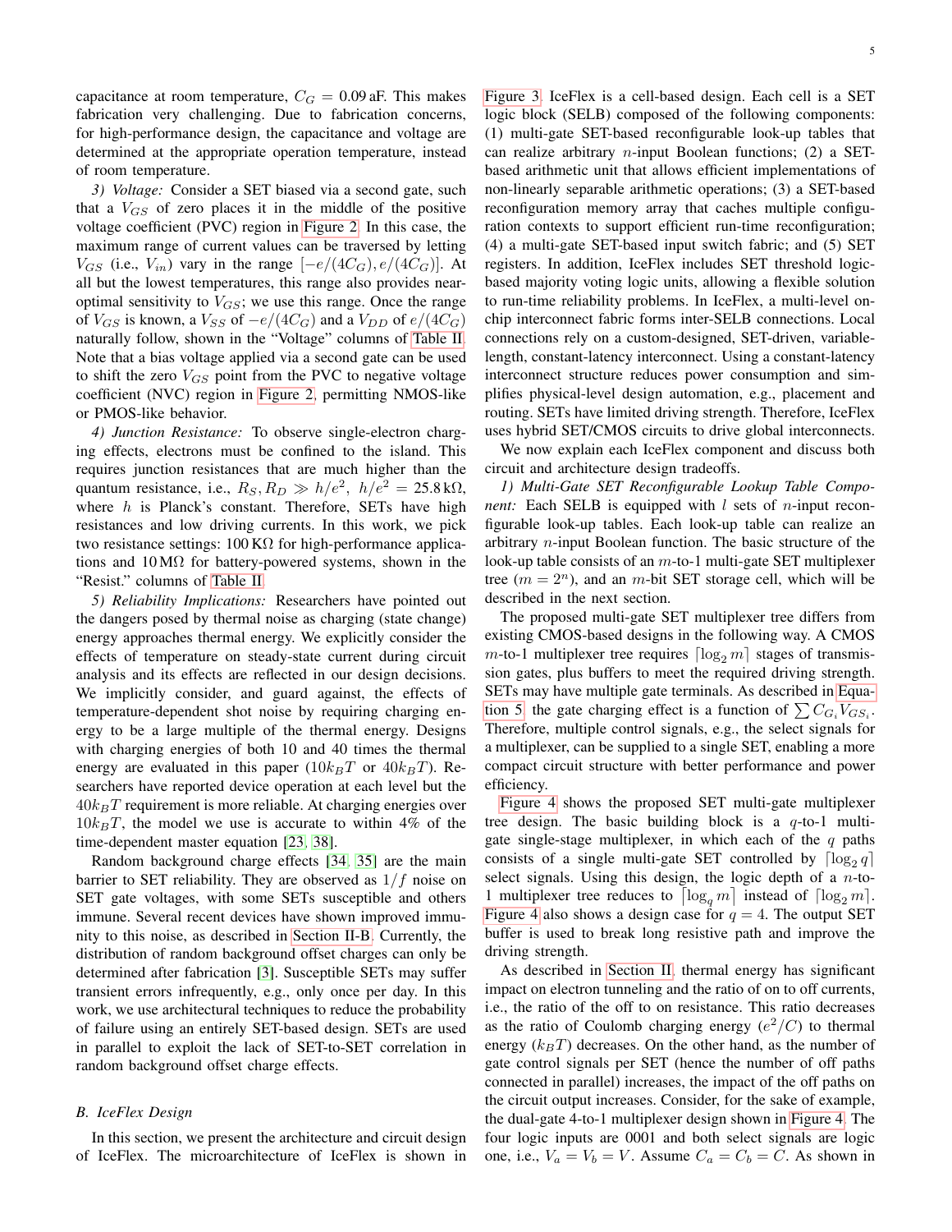capacitance at room temperature, $C_G = 0.09\,\text{aF}$. This makes fabrication very challenging. Due to fabrication concerns, for high-performance design, the capacitance and voltage are determined at the appropriate operation temperature, instead of room temperature.

*3) Voltage:* Consider a SET biased via a second gate, such that a $V_{GS}$ of zero places it in the middle of the positive voltage coefficient (PVC) region in Figure 2. In this case, the maximum range of current values can be traversed by letting $V_{GS}$ (i.e., $V_{in}$) vary in the range $[-e/(4C_G), e/(4C_G)]$. At all but the lowest temperatures, this range also provides near-optimal sensitivity to $V_{GS}$; we use this range. Once the range of $V_{GS}$ is known, a $V_{SS}$ of $-e/(4C_G)$ and a $V_{DD}$ of $e/(4C_G)$ naturally follow, shown in the "Voltage" columns of Table II. Note that a bias voltage applied via a second gate can be used to shift the zero $V_{GS}$ point from the PVC to negative voltage coefficient (NVC) region in Figure 2, permitting NMOS-like or PMOS-like behavior.

*4) Junction Resistance:* To observe single-electron charging effects, electrons must be confined to the island. This requires junction resistances that are much higher than the quantum resistance, i.e., $R_S, R_D \gg h/e^2$, $h/e^2 = 25.8\,\text{k}\Omega$, where $h$ is Planck's constant. Therefore, SETs have high resistances and low driving currents. In this work, we pick two resistance settings: $100\,\text{K}\Omega$ for high-performance applications and $10\,\text{M}\Omega$ for battery-powered systems, shown in the "Resist." columns of Table II.

*5) Reliability Implications:* Researchers have pointed out the dangers posed by thermal noise as charging (state change) energy approaches thermal energy. We explicitly consider the effects of temperature on steady-state current during circuit analysis and its effects are reflected in our design decisions. We implicitly consider, and guard against, the effects of temperature-dependent shot noise by requiring charging energy to be a large multiple of the thermal energy. Designs with charging energies of both 10 and 40 times the thermal energy are evaluated in this paper ($10k_BT$ or $40k_BT$). Researchers have reported device operation at each level but the $40k_BT$ requirement is more reliable. At charging energies over $10k_BT$, the model we use is accurate to within 4% of the time-dependent master equation [23, 38].

Random background charge effects [34, 35] are the main barrier to SET reliability. They are observed as $1/f$ noise on SET gate voltages, with some SETs susceptible and others immune. Several recent devices have shown improved immunity to this noise, as described in Section II-B. Currently, the distribution of random background offset charges can only be determined after fabrication [3]. Susceptible SETs may suffer transient errors infrequently, e.g., only once per day. In this work, we use architectural techniques to reduce the probability of failure using an entirely SET-based design. SETs are used in parallel to exploit the lack of SET-to-SET correlation in random background offset charge effects.

### B. IceFlex Design

In this section, we present the architecture and circuit design of IceFlex. The microarchitecture of IceFlex is shown in Figure 3. IceFlex is a cell-based design. Each cell is a SET logic block (SELB) composed of the following components: (1) multi-gate SET-based reconfigurable look-up tables that can realize arbitrary $n$-input Boolean functions; (2) a SET-based arithmetic unit that allows efficient implementations of non-linearly separable arithmetic operations; (3) a SET-based reconfiguration memory array that caches multiple configuration contexts to support efficient run-time reconfiguration; (4) a multi-gate SET-based input switch fabric; and (5) SET registers. In addition, IceFlex includes SET threshold logic-based majority voting logic units, allowing a flexible solution to run-time reliability problems. In IceFlex, a multi-level on-chip interconnect fabric forms inter-SELB connections. Local connections rely on a custom-designed, SET-driven, variable-length, constant-latency interconnect. Using a constant-latency interconnect structure reduces power consumption and simplifies physical-level design automation, e.g., placement and routing. SETs have limited driving strength. Therefore, IceFlex uses hybrid SET/CMOS circuits to drive global interconnects.

We now explain each IceFlex component and discuss both circuit and architecture design tradeoffs.

*1) Multi-Gate SET Reconfigurable Lookup Table Component:* Each SELB is equipped with $l$ sets of $n$-input reconfigurable look-up tables. Each look-up table can realize an arbitrary $n$-input Boolean function. The basic structure of the look-up table consists of an $m$-to-1 multi-gate SET multiplexer tree ($m = 2^n$), and an $m$-bit SET storage cell, which will be described in the next section.

The proposed multi-gate SET multiplexer tree differs from existing CMOS-based designs in the following way. A CMOS $m$-to-1 multiplexer tree requires $\lceil \log_2 m \rceil$ stages of transmission gates, plus buffers to meet the required driving strength. SETs may have multiple gate terminals. As described in Equation 5, the gate charging effect is a function of $\sum C_{G_i} V_{GS_i}$. Therefore, multiple control signals, e.g., the select signals for a multiplexer, can be supplied to a single SET, enabling a more compact circuit structure with better performance and power efficiency.

Figure 4 shows the proposed SET multi-gate multiplexer tree design. The basic building block is a $q$-to-1 multi-gate single-stage multiplexer, in which each of the $q$ paths consists of a single multi-gate SET controlled by $\lceil \log_2 q \rceil$ select signals. Using this design, the logic depth of a $n$-to-1 multiplexer tree reduces to $\lceil \log_q m \rceil$ instead of $\lceil \log_2 m \rceil$. Figure 4 also shows a design case for $q = 4$. The output SET buffer is used to break long resistive path and improve the driving strength.

As described in Section II, thermal energy has significant impact on electron tunneling and the ratio of on to off currents, i.e., the ratio of the off to on resistance. This ratio decreases as the ratio of Coulomb charging energy ($e^2/C$) to thermal energy ($k_BT$) decreases. On the other hand, as the number of gate control signals per SET (hence the number of off paths connected in parallel) increases, the impact of the off paths on the circuit output increases. Consider, for the sake of example, the dual-gate 4-to-1 multiplexer design shown in Figure 4. The four logic inputs are 0001 and both select signals are logic one, i.e., $V_a = V_b = V$. Assume $C_a = C_b = C$. As shown in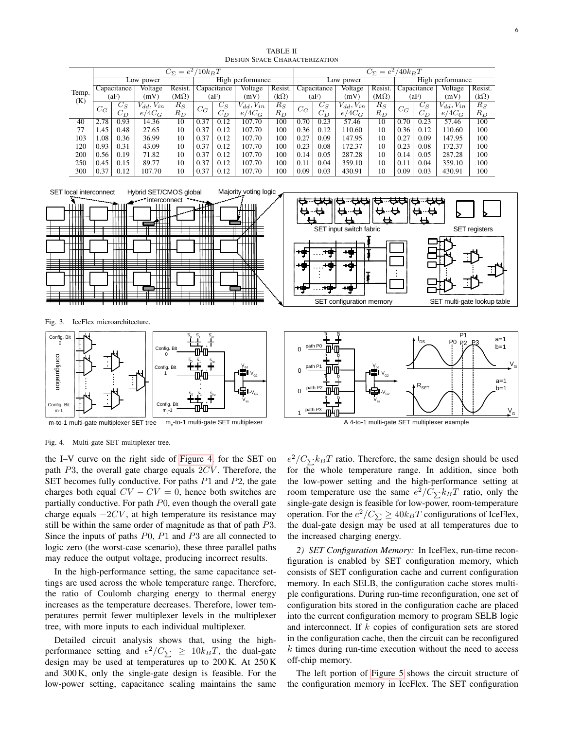TABLE II
DESIGN SPACE CHARACTERIZATION

| Temp. (K) | $C_\Sigma = e^2/10k_BT$ | | | | | | | | $C_\Sigma = e^2/40k_BT$ | | | | | | | |
|---|---|---|---|---|---|---|---|---|---|---|---|---|---|---|---|---|
| | Low power | | | | High performance | | | | Low power | | | | High performance | | | |
| | Capacitance (aF) | | Voltage (mV) | Resist. (MΩ) | Capacitance (aF) | | Voltage (mV) | Resist. (kΩ) | Capacitance (aF) | | Voltage (mV) | Resist. (MΩ) | Capacitance (aF) | | Voltage (mV) | Resist. (kΩ) |
| | $C_G$ | $C_S$ $C_D$ | $V_{dd}, V_{in}$ $e/4C_G$ | $R_S$ $R_D$ | $C_G$ | $C_S$ $C_D$ | $V_{dd}, V_{in}$ $e/4C_G$ | $R_S$ $R_D$ | $C_G$ | $C_S$ $C_D$ | $V_{dd}, V_{in}$ $e/4C_G$ | $R_S$ $R_D$ | $C_G$ | $C_S$ $C_D$ | $V_{dd}, V_{in}$ $e/4C_G$ | $R_S$ $R_D$ |
| 40 | 2.78 | 0.93 | 14.36 | 10 | 0.37 | 0.12 | 107.70 | 100 | 0.70 | 0.23 | 57.46 | 10 | 0.70 | 0.23 | 57.46 | 100 |
| 77 | 1.45 | 0.48 | 27.65 | 10 | 0.37 | 0.12 | 107.70 | 100 | 0.36 | 0.12 | 110.60 | 10 | 0.36 | 0.12 | 110.60 | 100 |
| 103 | 1.08 | 0.36 | 36.99 | 10 | 0.37 | 0.12 | 107.70 | 100 | 0.27 | 0.09 | 147.95 | 10 | 0.27 | 0.09 | 147.95 | 100 |
| 120 | 0.93 | 0.31 | 43.09 | 10 | 0.37 | 0.12 | 107.70 | 100 | 0.23 | 0.08 | 172.37 | 10 | 0.23 | 0.08 | 172.37 | 100 |
| 200 | 0.56 | 0.19 | 71.82 | 10 | 0.37 | 0.12 | 107.70 | 100 | 0.14 | 0.05 | 287.28 | 10 | 0.14 | 0.05 | 287.28 | 100 |
| 250 | 0.45 | 0.15 | 89.77 | 10 | 0.37 | 0.12 | 107.70 | 100 | 0.11 | 0.04 | 359.10 | 10 | 0.11 | 0.04 | 359.10 | 100 |
| 300 | 0.37 | 0.12 | 107.70 | 10 | 0.37 | 0.12 | 107.70 | 100 | 0.09 | 0.03 | 430.91 | 10 | 0.09 | 0.03 | 430.91 | 100 |

Fig. 3. IceFlex microarchitecture.

Fig. 4. Multi-gate SET multiplexer tree.

the I–V curve on the right side of Figure 4, for the SET on path $P3$, the overall gate charge equals $2CV$. Therefore, the SET becomes fully conductive. For paths $P1$ and $P2$, the gate charges both equal $CV - CV = 0$, hence both switches are partially conductive. For path $P0$, even though the overall gate charge equals $-2CV$, at high temperature its resistance may still be within the same order of magnitude as that of path $P3$. Since the inputs of paths $P0$, $P1$ and $P3$ are all connected to logic zero (the worst-case scenario), these three parallel paths may reduce the output voltage, producing incorrect results.

In the high-performance setting, the same capacitance settings are used across the whole temperature range. Therefore, the ratio of Coulomb charging energy to thermal energy increases as the temperature decreases. Therefore, lower temperatures permit fewer multiplexer levels in the multiplexer tree, with more inputs to each individual multiplexer.

Detailed circuit analysis shows that, using the high-performance setting and $e^2/C_\sum \geq 10k_BT$, the dual-gate design may be used at temperatures up to 200 K. At 250 K and 300 K, only the single-gate design is feasible. For the low-power setting, capacitance scaling maintains the same $e^2/C_\sum k_BT$ ratio. Therefore, the same design should be used for the whole temperature range. In addition, since both the low-power setting and the high-performance setting at room temperature use the same $e^2/C_\sum k_BT$ ratio, only the single-gate design is feasible for low-power, room-temperature operation. For the $e^2/C_\sum \geq 40k_BT$ configurations of IceFlex, the dual-gate design may be used at all temperatures due to the increased charging energy.

*2) SET Configuration Memory:* In IceFlex, run-time reconfiguration is enabled by SET configuration memory, which consists of SET configuration cache and current configuration memory. In each SELB, the configuration cache stores multiple configurations. During run-time reconfiguration, one set of configuration bits stored in the configuration cache are placed into the current configuration memory to program SELB logic and interconnect. If $k$ copies of configuration sets are stored in the configuration cache, then the circuit can be reconfigured $k$ times during run-time execution without the need to access off-chip memory.

The left portion of Figure 5 shows the circuit structure of the configuration memory in IceFlex. The SET configuration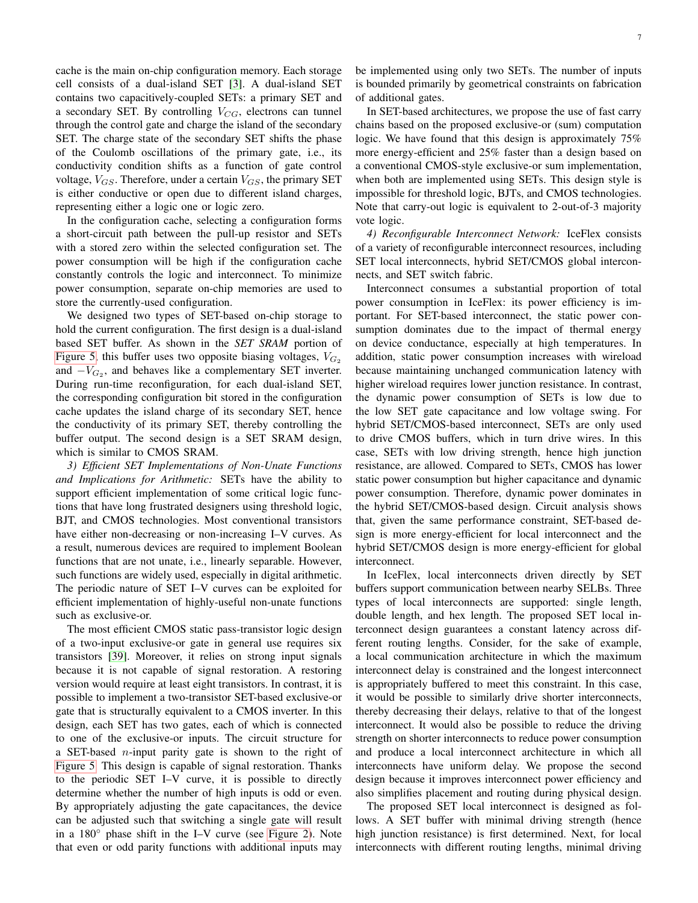cache is the main on-chip configuration memory. Each storage cell consists of a dual-island SET [3]. A dual-island SET contains two capacitively-coupled SETs: a primary SET and a secondary SET. By controlling $V_{CG}$, electrons can tunnel through the control gate and charge the island of the secondary SET. The charge state of the secondary SET shifts the phase of the Coulomb oscillations of the primary gate, i.e., its conductivity condition shifts as a function of gate control voltage, $V_{GS}$. Therefore, under a certain $V_{GS}$, the primary SET is either conductive or open due to different island charges, representing either a logic one or logic zero.

In the configuration cache, selecting a configuration forms a short-circuit path between the pull-up resistor and SETs with a stored zero within the selected configuration set. The power consumption will be high if the configuration cache constantly controls the logic and interconnect. To minimize power consumption, separate on-chip memories are used to store the currently-used configuration.

We designed two types of SET-based on-chip storage to hold the current configuration. The first design is a dual-island based SET buffer. As shown in the *SET SRAM* portion of Figure 5, this buffer uses two opposite biasing voltages, $V_{G_2}$ and $-V_{G_2}$, and behaves like a complementary SET inverter. During run-time reconfiguration, for each dual-island SET, the corresponding configuration bit stored in the configuration cache updates the island charge of its secondary SET, hence the conductivity of its primary SET, thereby controlling the buffer output. The second design is a SET SRAM design, which is similar to CMOS SRAM.

*3) Efficient SET Implementations of Non-Unate Functions and Implications for Arithmetic:* SETs have the ability to support efficient implementation of some critical logic functions that have long frustrated designers using threshold logic, BJT, and CMOS technologies. Most conventional transistors have either non-decreasing or non-increasing I–V curves. As a result, numerous devices are required to implement Boolean functions that are not unate, i.e., linearly separable. However, such functions are widely used, especially in digital arithmetic. The periodic nature of SET I–V curves can be exploited for efficient implementation of highly-useful non-unate functions such as exclusive-or.

The most efficient CMOS static pass-transistor logic design of a two-input exclusive-or gate in general use requires six transistors [39]. Moreover, it relies on strong input signals because it is not capable of signal restoration. A restoring version would require at least eight transistors. In contrast, it is possible to implement a two-transistor SET-based exclusive-or gate that is structurally equivalent to a CMOS inverter. In this design, each SET has two gates, each of which is connected to one of the exclusive-or inputs. The circuit structure for a SET-based $n$-input parity gate is shown to the right of Figure 5. This design is capable of signal restoration. Thanks to the periodic SET I–V curve, it is possible to directly determine whether the number of high inputs is odd or even. By appropriately adjusting the gate capacitances, the device can be adjusted such that switching a single gate will result in a $180^\circ$ phase shift in the I–V curve (see Figure 2). Note that even or odd parity functions with additional inputs may be implemented using only two SETs. The number of inputs is bounded primarily by geometrical constraints on fabrication of additional gates.

In SET-based architectures, we propose the use of fast carry chains based on the proposed exclusive-or (sum) computation logic. We have found that this design is approximately 75% more energy-efficient and 25% faster than a design based on a conventional CMOS-style exclusive-or sum implementation, when both are implemented using SETs. This design style is impossible for threshold logic, BJTs, and CMOS technologies. Note that carry-out logic is equivalent to 2-out-of-3 majority vote logic.

*4) Reconfigurable Interconnect Network:* IceFlex consists of a variety of reconfigurable interconnect resources, including SET local interconnects, hybrid SET/CMOS global interconnects, and SET switch fabric.

Interconnect consumes a substantial proportion of total power consumption in IceFlex: its power efficiency is important. For SET-based interconnect, the static power consumption dominates due to the impact of thermal energy on device conductance, especially at high temperatures. In addition, static power consumption increases with wireload because maintaining unchanged communication latency with higher wireload requires lower junction resistance. In contrast, the dynamic power consumption of SETs is low due to the low SET gate capacitance and low voltage swing. For hybrid SET/CMOS-based interconnect, SETs are only used to drive CMOS buffers, which in turn drive wires. In this case, SETs with low driving strength, hence high junction resistance, are allowed. Compared to SETs, CMOS has lower static power consumption but higher capacitance and dynamic power consumption. Therefore, dynamic power dominates in the hybrid SET/CMOS-based design. Circuit analysis shows that, given the same performance constraint, SET-based design is more energy-efficient for local interconnect and the hybrid SET/CMOS design is more energy-efficient for global interconnect.

In IceFlex, local interconnects driven directly by SET buffers support communication between nearby SELBs. Three types of local interconnects are supported: single length, double length, and hex length. The proposed SET local interconnect design guarantees a constant latency across different routing lengths. Consider, for the sake of example, a local communication architecture in which the maximum interconnect delay is constrained and the longest interconnect is appropriately buffered to meet this constraint. In this case, it would be possible to similarly drive shorter interconnects, thereby decreasing their delays, relative to that of the longest interconnect. It would also be possible to reduce the driving strength on shorter interconnects to reduce power consumption and produce a local interconnect architecture in which all interconnects have uniform delay. We propose the second design because it improves interconnect power efficiency and also simplifies placement and routing during physical design.

The proposed SET local interconnect is designed as follows. A SET buffer with minimal driving strength (hence high junction resistance) is first determined. Next, for local interconnects with different routing lengths, minimal driving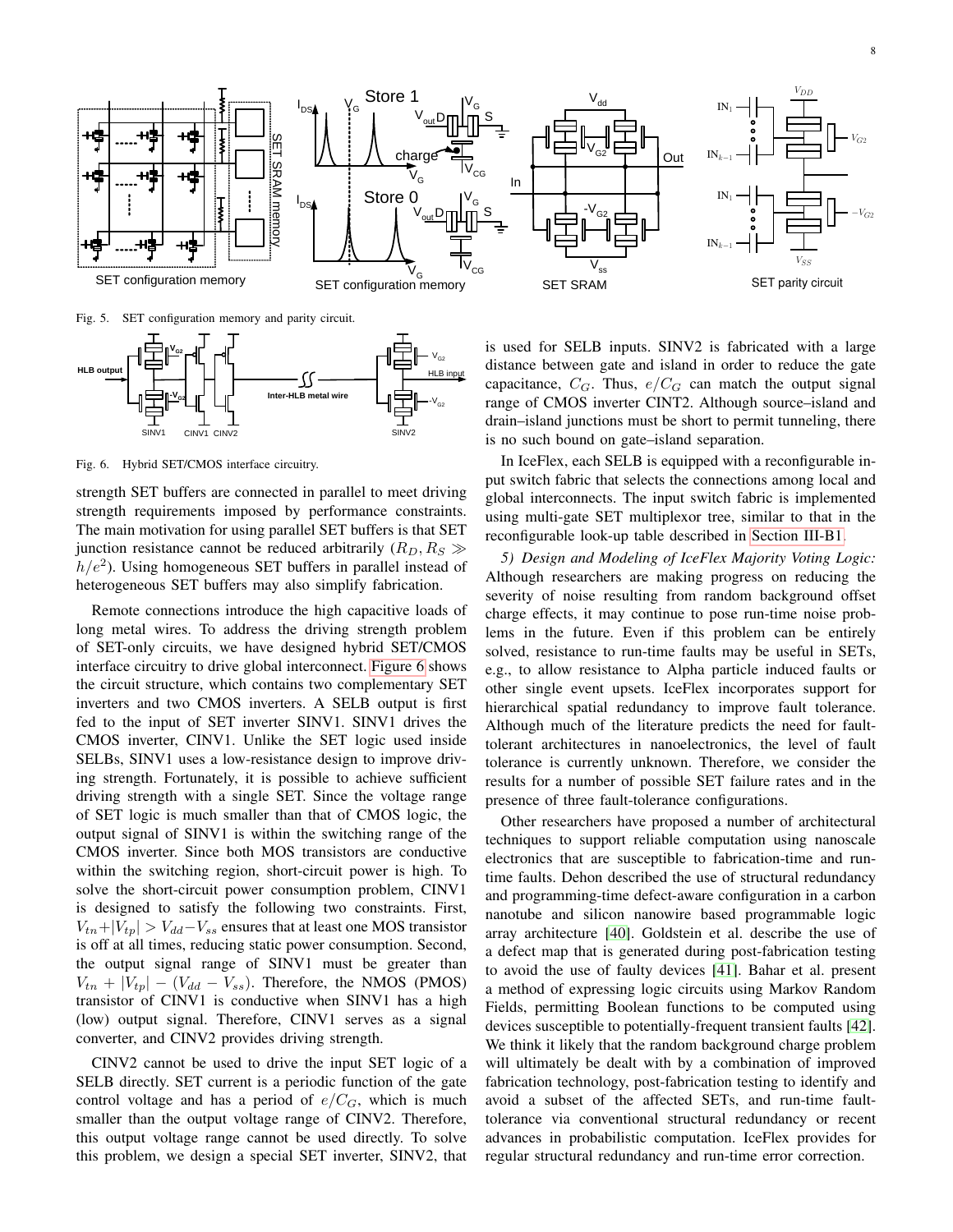Fig. 5. SET configuration memory and parity circuit.

Fig. 6. Hybrid SET/CMOS interface circuitry.

strength SET buffers are connected in parallel to meet driving strength requirements imposed by performance constraints. The main motivation for using parallel SET buffers is that SET junction resistance cannot be reduced arbitrarily ($R_D, R_S \gg h/e^2$). Using homogeneous SET buffers in parallel instead of heterogeneous SET buffers may also simplify fabrication.

Remote connections introduce the high capacitive loads of long metal wires. To address the driving strength problem of SET-only circuits, we have designed hybrid SET/CMOS interface circuitry to drive global interconnect. Figure 6 shows the circuit structure, which contains two complementary SET inverters and two CMOS inverters. A SELB output is first fed to the input of SET inverter SINV1. SINV1 drives the CMOS inverter, CINV1. Unlike the SET logic used inside SELBs, SINV1 uses a low-resistance design to improve driving strength. Fortunately, it is possible to achieve sufficient driving strength with a single SET. Since the voltage range of SET logic is much smaller than that of CMOS logic, the output signal of SINV1 is within the switching range of the CMOS inverter. Since both MOS transistors are conductive within the switching region, short-circuit power is high. To solve the short-circuit power consumption problem, CINV1 is designed to satisfy the following two constraints. First, $V_{tn} + |V_{tp}| > V_{dd} - V_{ss}$ ensures that at least one MOS transistor is off at all times, reducing static power consumption. Second, the output signal range of SINV1 must be greater than $V_{tn} + |V_{tp}| - (V_{dd} - V_{ss})$. Therefore, the NMOS (PMOS) transistor of CINV1 is conductive when SINV1 has a high (low) output signal. Therefore, CINV1 serves as a signal converter, and CINV2 provides driving strength.

CINV2 cannot be used to drive the input SET logic of a SELB directly. SET current is a periodic function of the gate control voltage and has a period of $e/C_G$, which is much smaller than the output voltage range of CINV2. Therefore, this output voltage range cannot be used directly. To solve this problem, we design a special SET inverter, SINV2, that is used for SELB inputs. SINV2 is fabricated with a large distance between gate and island in order to reduce the gate capacitance, $C_G$. Thus, $e/C_G$ can match the output signal range of CMOS inverter CINT2. Although source–island and drain–island junctions must be short to permit tunneling, there is no such bound on gate–island separation.

In IceFlex, each SELB is equipped with a reconfigurable input switch fabric that selects the connections among local and global interconnects. The input switch fabric is implemented using multi-gate SET multiplexor tree, similar to that in the reconfigurable look-up table described in Section III-B1.

*5) Design and Modeling of IceFlex Majority Voting Logic:* Although researchers are making progress on reducing the severity of noise resulting from random background offset charge effects, it may continue to pose run-time noise problems in the future. Even if this problem can be entirely solved, resistance to run-time faults may be useful in SETs, e.g., to allow resistance to Alpha particle induced faults or other single event upsets. IceFlex incorporates support for hierarchical spatial redundancy to improve fault tolerance. Although much of the literature predicts the need for fault-tolerant architectures in nanoelectronics, the level of fault tolerance is currently unknown. Therefore, we consider the results for a number of possible SET failure rates and in the presence of three fault-tolerance configurations.

Other researchers have proposed a number of architectural techniques to support reliable computation using nanoscale electronics that are susceptible to fabrication-time and run-time faults. Dehon described the use of structural redundancy and programming-time defect-aware configuration in a carbon nanotube and silicon nanowire based programmable logic array architecture [40]. Goldstein et al. describe the use of a defect map that is generated during post-fabrication testing to avoid the use of faulty devices [41]. Bahar et al. present a method of expressing logic circuits using Markov Random Fields, permitting Boolean functions to be computed using devices susceptible to potentially-frequent transient faults [42]. We think it likely that the random background charge problem will ultimately be dealt with by a combination of improved fabrication technology, post-fabrication testing to identify and avoid a subset of the affected SETs, and run-time fault-tolerance via conventional structural redundancy or recent advances in probabilistic computation. IceFlex provides for regular structural redundancy and run-time error correction.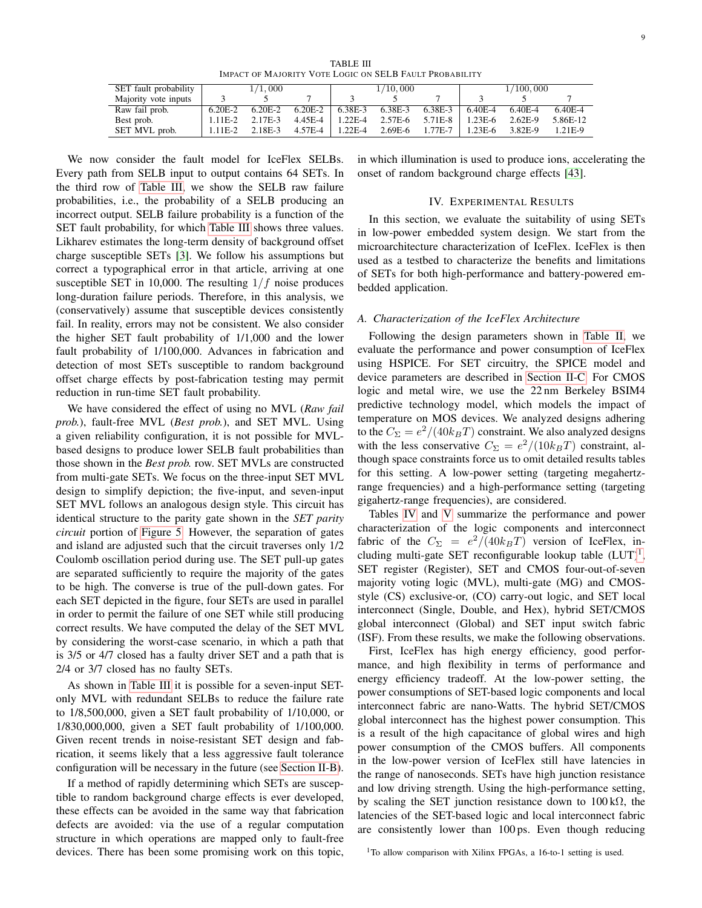TABLE III
IMPACT OF MAJORITY VOTE LOGIC ON SELB FAULT PROBABILITY

| SET fault probability | $1/1,000$ | | | $1/10,000$ | | | $1/100,000$ | | |
|---|---|---|---|---|---|---|---|---|---|
| Majority vote inputs | 3 | 5 | 7 | 3 | 5 | 7 | 3 | 5 | 7 |
| Raw fail prob. | 6.20E-2 | 6.20E-2 | 6.20E-2 | 6.38E-3 | 6.38E-3 | 6.38E-3 | 6.40E-4 | 6.40E-4 | 6.40E-4 |
| Best prob. | 1.11E-2 | 2.17E-3 | 4.45E-4 | 1.22E-4 | 2.57E-6 | 5.71E-8 | 1.23E-6 | 2.62E-9 | 5.86E-12 |
| SET MVL prob. | 1.11E-2 | 2.18E-3 | 4.57E-4 | 1.22E-4 | 2.69E-6 | 1.77E-7 | 1.23E-6 | 3.82E-9 | 1.21E-9 |

We now consider the fault model for IceFlex SELBs. Every path from SELB input to output contains 64 SETs. In the third row of Table III, we show the SELB raw failure probabilities, i.e., the probability of a SELB producing an incorrect output. SELB failure probability is a function of the SET fault probability, for which Table III shows three values. Likharev estimates the long-term density of background offset charge susceptible SETs [3]. We follow his assumptions but correct a typographical error in that article, arriving at one susceptible SET in 10,000. The resulting $1/f$ noise produces long-duration failure periods. Therefore, in this analysis, we (conservatively) assume that susceptible devices consistently fail. In reality, errors may not be consistent. We also consider the higher SET fault probability of 1/1,000 and the lower fault probability of 1/100,000. Advances in fabrication and detection of most SETs susceptible to random background offset charge effects by post-fabrication testing may permit reduction in run-time SET fault probability.

We have considered the effect of using no MVL (*Raw fail prob.*), fault-free MVL (*Best prob.*), and SET MVL. Using a given reliability configuration, it is not possible for MVL-based designs to produce lower SELB fault probabilities than those shown in the *Best prob.* row. SET MVLs are constructed from multi-gate SETs. We focus on the three-input SET MVL design to simplify depiction; the five-input, and seven-input SET MVL follows an analogous design style. This circuit has identical structure to the parity gate shown in the *SET parity circuit* portion of Figure 5. However, the separation of gates and island are adjusted such that the circuit traverses only 1/2 Coulomb oscillation period during use. The SET pull-up gates are separated sufficiently to require the majority of the gates to be high. The converse is true of the pull-down gates. For each SET depicted in the figure, four SETs are used in parallel in order to permit the failure of one SET while still producing correct results. We have computed the delay of the SET MVL by considering the worst-case scenario, in which a path that is 3/5 or 4/7 closed has a faulty driver SET and a path that is 2/4 or 3/7 closed has no faulty SETs.

As shown in Table III it is possible for a seven-input SET-only MVL with redundant SELBs to reduce the failure rate to 1/8,500,000, given a SET fault probability of 1/10,000, or 1/830,000,000, given a SET fault probability of 1/100,000. Given recent trends in noise-resistant SET design and fabrication, it seems likely that a less aggressive fault tolerance configuration will be necessary in the future (see Section II-B).

If a method of rapidly determining which SETs are susceptible to random background charge effects is ever developed, these effects can be avoided in the same way that fabrication defects are avoided: via the use of a regular computation structure in which operations are mapped only to fault-free devices. There has been some promising work on this topic, in which illumination is used to produce ions, accelerating the onset of random background charge effects [43].

## IV. EXPERIMENTAL RESULTS

In this section, we evaluate the suitability of using SETs in low-power embedded system design. We start from the microarchitecture characterization of IceFlex. IceFlex is then used as a testbed to characterize the benefits and limitations of SETs for both high-performance and battery-powered embedded application.

### A. Characterization of the IceFlex Architecture

Following the design parameters shown in Table II, we evaluate the performance and power consumption of IceFlex using HSPICE. For SET circuitry, the SPICE model and device parameters are described in Section II-C. For CMOS logic and metal wire, we use the 22 nm Berkeley BSIM4 predictive technology model, which models the impact of temperature on MOS devices. We analyzed designs adhering to the $C_\Sigma = e^2/(40k_BT)$ constraint. We also analyzed designs with the less conservative $C_\Sigma = e^2/(10k_BT)$ constraint, although space constraints force us to omit detailed results tables for this setting. A low-power setting (targeting megahertz-range frequencies) and a high-performance setting (targeting gigahertz-range frequencies), are considered.

Tables IV and V summarize the performance and power characterization of the logic components and interconnect fabric of the $C_\Sigma = e^2/(40k_BT)$ version of IceFlex, including multi-gate SET reconfigurable lookup table (LUT)[1], SET register (Register), SET and CMOS four-out-of-seven majority voting logic (MVL), multi-gate (MG) and CMOS-style (CS) exclusive-or, (CO) carry-out logic, and SET local interconnect (Single, Double, and Hex), hybrid SET/CMOS global interconnect (Global) and SET input switch fabric (ISF). From these results, we make the following observations.

First, IceFlex has high energy efficiency, good performance, and high flexibility in terms of performance and energy efficiency tradeoff. At the low-power setting, the power consumptions of SET-based logic components and local interconnect fabric are nano-Watts. The hybrid SET/CMOS global interconnect has the highest power consumption. This is a result of the high capacitance of global wires and high power consumption of the CMOS buffers. All components in the low-power version of IceFlex still have latencies in the range of nanoseconds. SETs have high junction resistance and low driving strength. Using the high-performance setting, by scaling the SET junction resistance down to 100 kΩ, the latencies of the SET-based logic and local interconnect fabric are consistently lower than 100 ps. Even though reducing

[1] To allow comparison with Xilinx FPGAs, a 16-to-1 setting is used.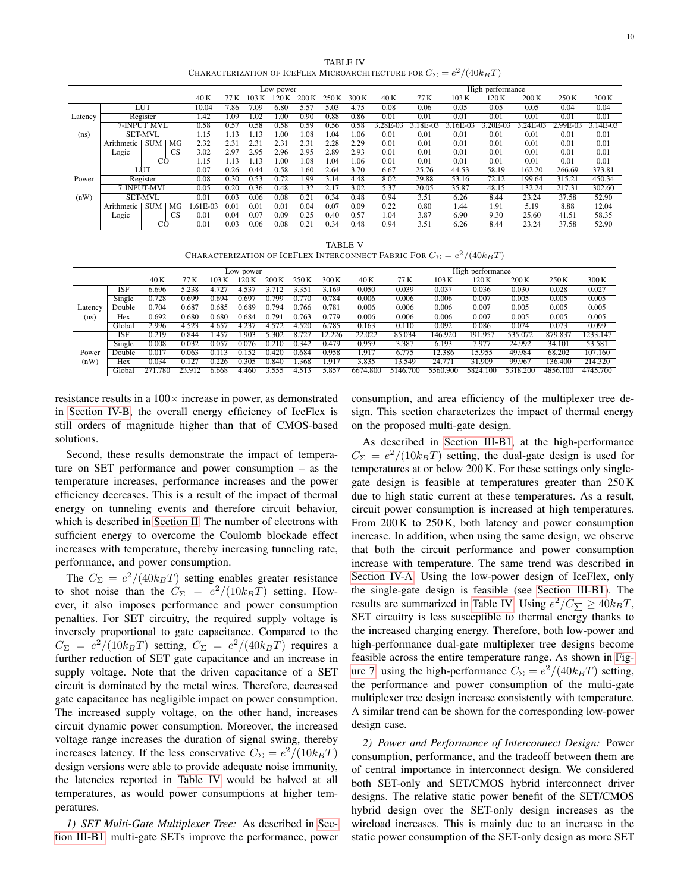TABLE IV
CHARACTERIZATION OF ICEFLEX MICROARCHITECTURE FOR $C_\Sigma = e^2/(40k_BT)$

| | | | | Low power | | | | | | | High performance | | | | | | |
|---|---|---|---|---|---|---|---|---|---|---|---|---|---|---|---|---|---|
| | | | | 40 K | 77 K | 103 K | 120 K | 200 K | 250 K | 300 K | 40 K | 77 K | 103 K | 120 K | 200 K | 250 K | 300 K |
| Latency (ns) | LUT | | | 10.04 | 7.86 | 7.09 | 6.80 | 5.57 | 5.03 | 4.75 | 0.08 | 0.06 | 0.05 | 0.05 | 0.05 | 0.04 | 0.04 |
| | Register | | | 1.42 | 1.09 | 1.02 | 1.00 | 0.90 | 0.88 | 0.86 | 0.01 | 0.01 | 0.01 | 0.01 | 0.01 | 0.01 | 0.01 |
| | 7-INPUT MVL | | | 0.58 | 0.57 | 0.58 | 0.58 | 0.59 | 0.56 | 0.58 | 3.28E-03 | 3.18E-03 | 3.16E-03 | 3.20E-03 | 3.24E-03 | 2.99E-03 | 3.14E-03 |
| | SET-MVL | | | 1.15 | 1.13 | 1.13 | 1.00 | 1.08 | 1.04 | 1.06 | 0.01 | 0.01 | 0.01 | 0.01 | 0.01 | 0.01 | 0.01 |
| | Arithmetic Logic | SUM | MG | 2.32 | 2.31 | 2.31 | 2.31 | 2.31 | 2.28 | 2.29 | 0.01 | 0.01 | 0.01 | 0.01 | 0.01 | 0.01 | 0.01 |
| | | | CS | 3.02 | 2.97 | 2.95 | 2.96 | 2.95 | 2.89 | 2.93 | 0.01 | 0.01 | 0.01 | 0.01 | 0.01 | 0.01 | 0.01 |
| | | CO | | 1.15 | 1.13 | 1.13 | 1.00 | 1.08 | 1.04 | 1.06 | 0.01 | 0.01 | 0.01 | 0.01 | 0.01 | 0.01 | 0.01 |
| Power (nW) | LUT | | | 0.07 | 0.26 | 0.44 | 0.58 | 1.60 | 2.64 | 3.70 | 6.67 | 25.76 | 44.53 | 58.19 | 162.20 | 266.69 | 373.81 |
| | Register | | | 0.08 | 0.30 | 0.53 | 0.72 | 1.99 | 3.14 | 4.48 | 8.02 | 29.88 | 53.16 | 72.12 | 199.64 | 315.21 | 450.34 |
| | 7 INPUT-MVL | | | 0.05 | 0.20 | 0.36 | 0.48 | 1.32 | 2.17 | 3.02 | 5.37 | 20.05 | 35.87 | 48.15 | 132.24 | 217.31 | 302.60 |
| | SET-MVL | | | 0.01 | 0.03 | 0.06 | 0.08 | 0.21 | 0.34 | 0.48 | 0.94 | 3.51 | 6.26 | 8.44 | 23.24 | 37.58 | 52.90 |
| | Arithmetic Logic | SUM | MG | 1.61E-03 | 0.01 | 0.01 | 0.01 | 0.04 | 0.07 | 0.09 | 0.22 | 0.80 | 1.44 | 1.91 | 5.19 | 8.88 | 12.04 |
| | | | CS | 0.01 | 0.04 | 0.07 | 0.09 | 0.25 | 0.40 | 0.57 | 1.04 | 3.87 | 6.90 | 9.30 | 25.60 | 41.51 | 58.35 |
| | | CO | | 0.01 | 0.03 | 0.06 | 0.08 | 0.21 | 0.34 | 0.48 | 0.94 | 3.51 | 6.26 | 8.44 | 23.24 | 37.58 | 52.90 |

TABLE V
CHARACTERIZATION OF ICEFLEX INTERCONNECT FABRIC FOR $C_\Sigma = e^2/(40k_BT)$

| | | Low power | | | | | | | High performance | | | | | | |
|---|---|---|---|---|---|---|---|---|---|---|---|---|---|---|---|
| | | 40 K | 77 K | 103 K | 120 K | 200 K | 250 K | 300 K | 40 K | 77 K | 103 K | 120 K | 200 K | 250 K | 300 K |
| Latency (ns) | ISF | 6.696 | 5.238 | 4.727 | 4.537 | 3.712 | 3.351 | 3.169 | 0.050 | 0.039 | 0.037 | 0.036 | 0.030 | 0.028 | 0.027 |
| | Single | 0.728 | 0.699 | 0.694 | 0.697 | 0.799 | 0.770 | 0.784 | 0.006 | 0.006 | 0.006 | 0.007 | 0.005 | 0.005 | 0.005 |
| | Double | 0.704 | 0.687 | 0.685 | 0.689 | 0.794 | 0.766 | 0.781 | 0.006 | 0.006 | 0.006 | 0.007 | 0.005 | 0.005 | 0.005 |
| | Hex | 0.692 | 0.680 | 0.680 | 0.684 | 0.791 | 0.763 | 0.779 | 0.006 | 0.006 | 0.006 | 0.007 | 0.005 | 0.005 | 0.005 |
| | Global | 2.996 | 4.523 | 4.657 | 4.237 | 4.572 | 4.520 | 6.785 | 0.163 | 0.110 | 0.092 | 0.086 | 0.074 | 0.073 | 0.099 |
| Power (nW) | ISF | 0.219 | 0.844 | 1.457 | 1.903 | 5.302 | 8.727 | 12.226 | 22.022 | 85.034 | 146.920 | 191.957 | 535.072 | 879.837 | 1233.147 |
| | Single | 0.008 | 0.032 | 0.057 | 0.076 | 0.210 | 0.342 | 0.479 | 0.959 | 3.387 | 6.193 | 7.977 | 24.992 | 34.101 | 53.581 |
| | Double | 0.017 | 0.063 | 0.113 | 0.152 | 0.420 | 0.684 | 0.958 | 1.917 | 6.775 | 12.386 | 15.955 | 49.984 | 68.202 | 107.160 |
| | Hex | 0.034 | 0.127 | 0.226 | 0.305 | 0.840 | 1.368 | 1.917 | 3.835 | 13.549 | 24.771 | 31.909 | 99.967 | 136.400 | 214.320 |
| | Global | 271.780 | 23.912 | 6.668 | 4.460 | 3.555 | 4.513 | 5.857 | 6674.800 | 5146.700 | 5560.900 | 5824.100 | 5318.200 | 4856.100 | 4745.700 |

resistance results in a 100× increase in power, as demonstrated in Section IV-B, the overall energy efficiency of IceFlex is still orders of magnitude higher than that of CMOS-based solutions.

Second, these results demonstrate the impact of temperature on SET performance and power consumption – as the temperature increases, performance increases and the power efficiency decreases. This is a result of the impact of thermal energy on tunneling events and therefore circuit behavior, which is described in Section II. The number of electrons with sufficient energy to overcome the Coulomb blockade effect increases with temperature, thereby increasing tunneling rate, performance, and power consumption.

The $C_\Sigma = e^2/(40k_BT)$ setting enables greater resistance to shot noise than the $C_\Sigma = e^2/(10k_BT)$ setting. However, it also imposes performance and power consumption penalties. For SET circuitry, the required supply voltage is inversely proportional to gate capacitance. Compared to the $C_\Sigma = e^2/(10k_BT)$ setting, $C_\Sigma = e^2/(40k_BT)$ requires a further reduction of SET gate capacitance and an increase in supply voltage. Note that the driven capacitance of a SET circuit is dominated by the metal wires. Therefore, decreased gate capacitance has negligible impact on power consumption. The increased supply voltage, on the other hand, increases circuit dynamic power consumption. Moreover, the increased voltage range increases the duration of signal swing, thereby increases latency. If the less conservative $C_\Sigma = e^2/(10k_BT)$ design versions were able to provide adequate noise immunity, the latencies reported in Table IV would be halved at all temperatures, as would power consumptions at higher temperatures.

*1) SET Multi-Gate Multiplexer Tree:* As described in Section III-B1, multi-gate SETs improve the performance, power consumption, and area efficiency of the multiplexer tree design. This section characterizes the impact of thermal energy on the proposed multi-gate design.

As described in Section III-B1, at the high-performance $C_\Sigma = e^2/(10k_BT)$ setting, the dual-gate design is used for temperatures at or below 200 K. For these settings only single-gate design is feasible at temperatures greater than 250 K due to high static current at these temperatures. As a result, circuit power consumption is increased at high temperatures. From 200 K to 250 K, both latency and power consumption increase. In addition, when using the same design, we observe that both the circuit performance and power consumption increase with temperature. The same trend was described in Section IV-A. Using the low-power design of IceFlex, only the single-gate design is feasible (see Section III-B1). The results are summarized in Table IV. Using $e^2/C_\Sigma \geq 40k_BT$, SET circuitry is less susceptible to thermal energy thanks to the increased charging energy. Therefore, both low-power and high-performance dual-gate multiplexer tree designs become feasible across the entire temperature range. As shown in Figure 7, using the high-performance $C_\Sigma = e^2/(40k_BT)$ setting, the performance and power consumption of the multi-gate multiplexer tree design increase consistently with temperature. A similar trend can be shown for the corresponding low-power design case.

*2) Power and Performance of Interconnect Design:* Power consumption, performance, and the tradeoff between them are of central importance in interconnect design. We considered both SET-only and SET/CMOS hybrid interconnect driver designs. The relative static power benefit of the SET/CMOS hybrid design over the SET-only design increases as the wireload increases. This is mainly due to an increase in the static power consumption of the SET-only design as more SET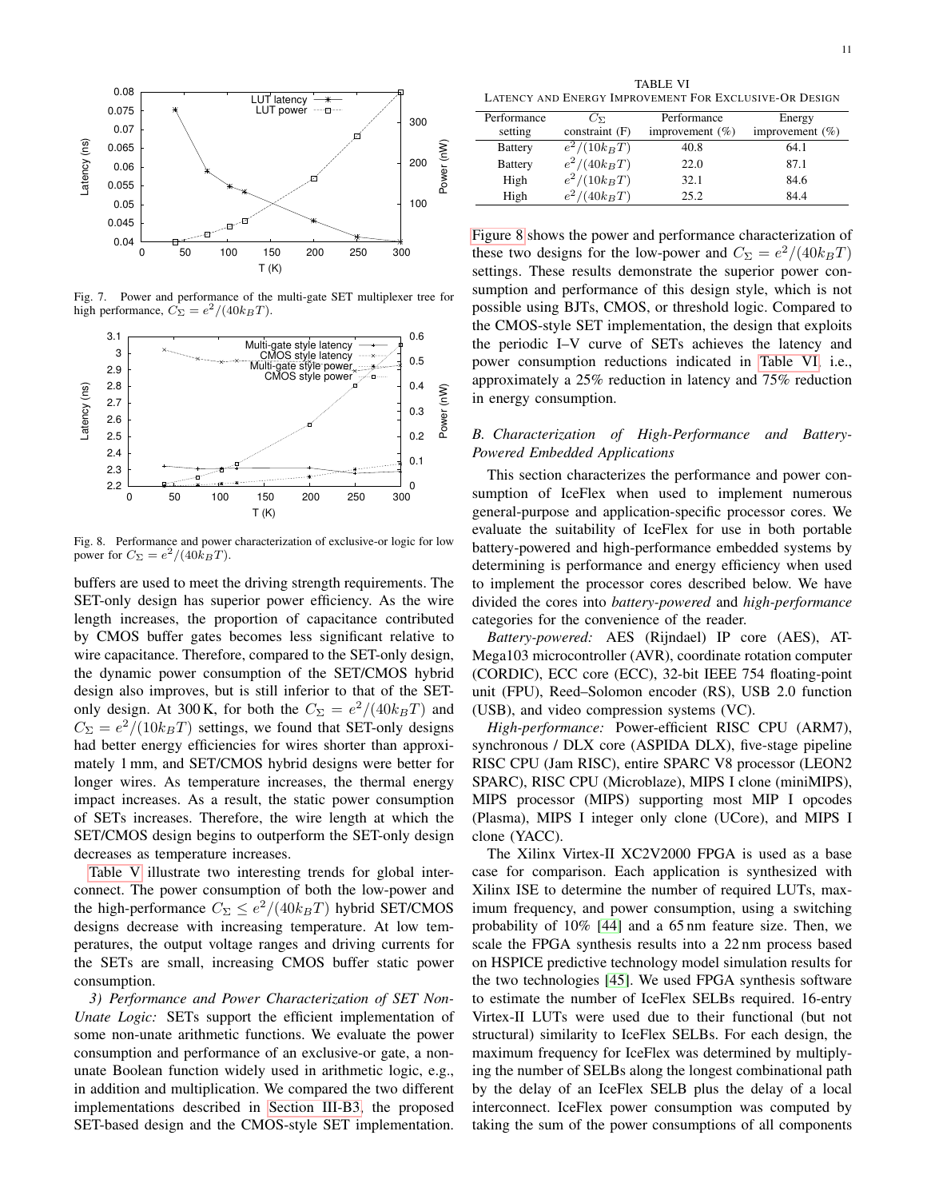Fig. 7. Power and performance of the multi-gate SET multiplexer tree for high performance, $C_\Sigma = e^2/(40k_BT)$.

Fig. 8. Performance and power characterization of exclusive-or logic for low power for $C_\Sigma = e^2/(40k_BT)$.

buffers are used to meet the driving strength requirements. The SET-only design has superior power efficiency. As the wire length increases, the proportion of capacitance contributed by CMOS buffer gates becomes less significant relative to wire capacitance. Therefore, compared to the SET-only design, the dynamic power consumption of the SET/CMOS hybrid design also improves, but is still inferior to that of the SET-only design. At 300 K, for both the $C_\Sigma = e^2/(40k_BT)$ and $C_\Sigma = e^2/(10k_BT)$ settings, we found that SET-only designs had better energy efficiencies for wires shorter than approximately 1 mm, and SET/CMOS hybrid designs were better for longer wires. As temperature increases, the thermal energy impact increases. As a result, the static power consumption of SETs increases. Therefore, the wire length at which the SET/CMOS design begins to outperform the SET-only design decreases as temperature increases.

Table V illustrate two interesting trends for global interconnect. The power consumption of both the low-power and the high-performance $C_\Sigma \leq e^2/(40k_BT)$ hybrid SET/CMOS designs decrease with increasing temperature. At low temperatures, the output voltage ranges and driving currents for the SETs are small, increasing CMOS buffer static power consumption.

*3) Performance and Power Characterization of SET Non-Unate Logic:* SETs support the efficient implementation of some non-unate arithmetic functions. We evaluate the power consumption and performance of an exclusive-or gate, a non-unate Boolean function widely used in arithmetic logic, e.g., in addition and multiplication. We compared the two different implementations described in Section III-B3, the proposed SET-based design and the CMOS-style SET implementation.

TABLE VI
LATENCY AND ENERGY IMPROVEMENT FOR EXCLUSIVE-OR DESIGN

| Performance setting | $C_\Sigma$ constraint (F) | Performance improvement (%) | Energy improvement (%) |
|---|---|---|---|
| Battery | $e^2/(10k_BT)$ | 40.8 | 64.1 |
| Battery | $e^2/(40k_BT)$ | 22.0 | 87.1 |
| High | $e^2/(10k_BT)$ | 32.1 | 84.6 |
| High | $e^2/(40k_BT)$ | 25.2 | 84.4 |

Figure 8 shows the power and performance characterization of these two designs for the low-power and $C_\Sigma = e^2/(40k_BT)$ settings. These results demonstrate the superior power consumption and performance of this design style, which is not possible using BJTs, CMOS, or threshold logic. Compared to the CMOS-style SET implementation, the design that exploits the periodic I–V curve of SETs achieves the latency and power consumption reductions indicated in Table VI, i.e., approximately a 25% reduction in latency and 75% reduction in energy consumption.

### B. Characterization of High-Performance and Battery-Powered Embedded Applications

This section characterizes the performance and power consumption of IceFlex when used to implement numerous general-purpose and application-specific processor cores. We evaluate the suitability of IceFlex for use in both portable battery-powered and high-performance embedded systems by determining is performance and energy efficiency when used to implement the processor cores described below. We have divided the cores into *battery-powered* and *high-performance* categories for the convenience of the reader.

*Battery-powered:* AES (Rijndael) IP core (AES), ATMega103 microcontroller (AVR), coordinate rotation computer (CORDIC), ECC core (ECC), 32-bit IEEE 754 floating-point unit (FPU), Reed–Solomon encoder (RS), USB 2.0 function (USB), and video compression systems (VC).

*High-performance:* Power-efficient RISC CPU (ARM7), synchronous / DLX core (ASPIDA DLX), five-stage pipeline RISC CPU (Jam RISC), entire SPARC V8 processor (LEON2 SPARC), RISC CPU (Microblaze), MIPS I clone (miniMIPS), MIPS processor (MIPS) supporting most MIP I opcodes (Plasma), MIPS I integer only clone (UCore), and MIPS I clone (YACC).

The Xilinx Virtex-II XC2V2000 FPGA is used as a base case for comparison. Each application is synthesized with Xilinx ISE to determine the number of required LUTs, maximum frequency, and power consumption, using a switching probability of 10% [44] and a 65 nm feature size. Then, we scale the FPGA synthesis results into a 22 nm process based on HSPICE predictive technology model simulation results for the two technologies [45]. We used FPGA synthesis software to estimate the number of IceFlex SELBs required. 16-entry Virtex-II LUTs were used due to their functional (but not structural) similarity to IceFlex SELBs. For each design, the maximum frequency for IceFlex was determined by multiplying the number of SELBs along the longest combinational path by the delay of an IceFlex SELB plus the delay of a local interconnect. IceFlex power consumption was computed by taking the sum of the power consumptions of all components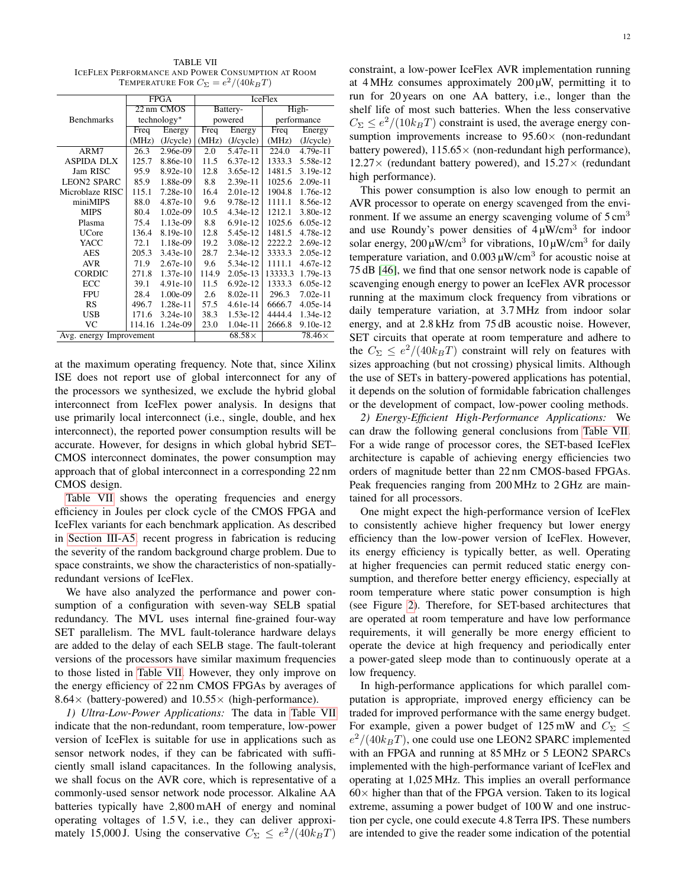TABLE VII
ICEFLEX PERFORMANCE AND POWER CONSUMPTION AT ROOM TEMPERATURE FOR $C_\Sigma = e^2/(40k_BT)$

| Benchmarks | FPGA 22 nm CMOS technology* | | IceFlex Battery-powered | | IceFlex High-performance | |
|---|---|---|---|---|---|---|
| | Freq (MHz) | Energy (J/cycle) | Freq (MHz) | Energy (J/cycle) | Freq (MHz) | Energy (J/cycle) |
| ARM7 | 26.3 | 2.96e-09 | 2.0 | 5.47e-11 | 224.0 | 4.79e-11 |
| ASPIDA DLX | 125.7 | 8.86e-10 | 11.5 | 6.37e-12 | 1333.3 | 5.58e-12 |
| Jam RISC | 95.9 | 8.92e-10 | 12.8 | 3.65e-12 | 1481.5 | 3.19e-12 |
| LEON2 SPARC | 85.9 | 1.88e-09 | 8.8 | 2.39e-11 | 1025.6 | 2.09e-11 |
| Microblaze RISC | 115.1 | 7.28e-10 | 16.4 | 2.01e-12 | 1904.8 | 1.76e-12 |
| miniMIPS | 88.0 | 4.87e-10 | 9.6 | 9.78e-12 | 1111.1 | 8.56e-12 |
| MIPS | 80.4 | 1.02e-09 | 10.5 | 4.34e-12 | 1212.1 | 3.80e-12 |
| Plasma | 75.4 | 1.13e-09 | 8.8 | 6.91e-12 | 1025.6 | 6.05e-12 |
| UCore | 136.4 | 8.19e-10 | 12.8 | 5.45e-12 | 1481.5 | 4.78e-12 |
| YACC | 72.1 | 1.18e-09 | 19.2 | 3.08e-12 | 2222.2 | 2.69e-12 |
| AES | 205.3 | 3.43e-10 | 28.7 | 2.34e-12 | 3333.3 | 2.05e-12 |
| AVR | 71.9 | 2.67e-10 | 9.6 | 5.34e-12 | 1111.1 | 4.67e-12 |
| CORDIC | 271.8 | 1.37e-10 | 114.9 | 2.05e-13 | 13333.3 | 1.79e-13 |
| ECC | 39.1 | 4.91e-10 | 11.5 | 6.92e-12 | 1333.3 | 6.05e-12 |
| FPU | 28.4 | 1.00e-09 | 2.6 | 8.02e-11 | 296.3 | 7.02e-11 |
| RS | 496.7 | 1.28e-11 | 57.5 | 4.61e-14 | 6666.7 | 4.05e-14 |
| USB | 171.6 | 3.24e-10 | 38.3 | 1.53e-12 | 4444.4 | 1.34e-12 |
| VC | 114.16 | 1.24e-09 | 23.0 | 1.04e-11 | 2666.8 | 9.10e-12 |
| Avg. energy Improvement | | | | 68.58× | | 78.46× |

at the maximum operating frequency. Note that, since Xilinx ISE does not report use of global interconnect for any of the processors we synthesized, we exclude the hybrid global interconnect from IceFlex power analysis. In designs that use primarily local interconnect (i.e., single, double, and hex interconnect), the reported power consumption results will be accurate. However, for designs in which global hybrid SET–CMOS interconnect dominates, the power consumption may approach that of global interconnect in a corresponding 22 nm CMOS design.

Table VII shows the operating frequencies and energy efficiency in Joules per clock cycle of the CMOS FPGA and IceFlex variants for each benchmark application. As described in Section III-A5, recent progress in fabrication is reducing the severity of the random background charge problem. Due to space constraints, we show the characteristics of non-spatially-redundant versions of IceFlex.

We have also analyzed the performance and power consumption of a configuration with seven-way SELB spatial redundancy. The MVL uses internal fine-grained four-way SET parallelism. The MVL fault-tolerance hardware delays are added to the delay of each SELB stage. The fault-tolerant versions of the processors have similar maximum frequencies to those listed in Table VII. However, they only improve on the energy efficiency of 22 nm CMOS FPGAs by averages of 8.64× (battery-powered) and 10.55× (high-performance).

*1) Ultra-Low-Power Applications:* The data in Table VII indicate that the non-redundant, room temperature, low-power version of IceFlex is suitable for use in applications such as sensor network nodes, if they can be fabricated with sufficiently small island capacitances. In the following analysis, we shall focus on the AVR core, which is representative of a commonly-used sensor network node processor. Alkaline AA batteries typically have 2,800 mAH of energy and nominal operating voltages of 1.5 V, i.e., they can deliver approximately 15,000 J. Using the conservative $C_\Sigma \leq e^2/(40k_BT)$ constraint, a low-power IceFlex AVR implementation running at 4 MHz consumes approximately 200 µW, permitting it to run for 20 years on one AA battery, i.e., longer than the shelf life of most such batteries. When the less conservative $C_\Sigma \leq e^2/(10k_BT)$ constraint is used, the average energy consumption improvements increase to 95.60× (non-redundant battery powered), 115.65× (non-redundant high performance), 12.27× (redundant battery powered), and 15.27× (redundant high performance).

This power consumption is also low enough to permit an AVR processor to operate on energy scavenged from the environment. If we assume an energy scavenging volume of 5 cm$^3$ and use Roundy's power densities of 4 µW/cm$^3$ for indoor solar energy, 200 µW/cm$^3$ for vibrations, 10 µW/cm$^3$ for daily temperature variation, and 0.003 µW/cm$^3$ for acoustic noise at 75 dB [46], we find that one sensor network node is capable of scavenging enough energy to power an IceFlex AVR processor running at the maximum clock frequency from vibrations or daily temperature variation, at 3.7 MHz from indoor solar energy, and at 2.8 kHz from 75 dB acoustic noise. However, SET circuits that operate at room temperature and adhere to the $C_\Sigma \leq e^2/(40k_BT)$ constraint will rely on features with sizes approaching (but not crossing) physical limits. Although the use of SETs in battery-powered applications has potential, it depends on the solution of formidable fabrication challenges or the development of compact, low-power cooling methods.

*2) Energy-Efficient High-Performance Applications:* We can draw the following general conclusions from Table VII. For a wide range of processor cores, the SET-based IceFlex architecture is capable of achieving energy efficiencies two orders of magnitude better than 22 nm CMOS-based FPGAs. Peak frequencies ranging from 200 MHz to 2 GHz are maintained for all processors.

One might expect the high-performance version of IceFlex to consistently achieve higher frequency but lower energy efficiency than the low-power version of IceFlex. However, its energy efficiency is typically better, as well. Operating at higher frequencies can permit reduced static energy consumption, and therefore better energy efficiency, especially at room temperature where static power consumption is high (see Figure 2). Therefore, for SET-based architectures that are operated at room temperature and have low performance requirements, it will generally be more energy efficient to operate the device at high frequency and periodically enter a power-gated sleep mode than to continuously operate at a low frequency.

In high-performance applications for which parallel computation is appropriate, improved energy efficiency can be traded for improved performance with the same energy budget. For example, given a power budget of 125 mW and $C_\Sigma \leq e^2/(40k_BT)$, one could use one LEON2 SPARC implemented with an FPGA and running at 85 MHz or 5 LEON2 SPARCs implemented with the high-performance variant of IceFlex and operating at 1,025 MHz. This implies an overall performance 60× higher than that of the FPGA version. Taken to its logical extreme, assuming a power budget of 100 W and one instruction per cycle, one could execute 4.8 Terra IPS. These numbers are intended to give the reader some indication of the potential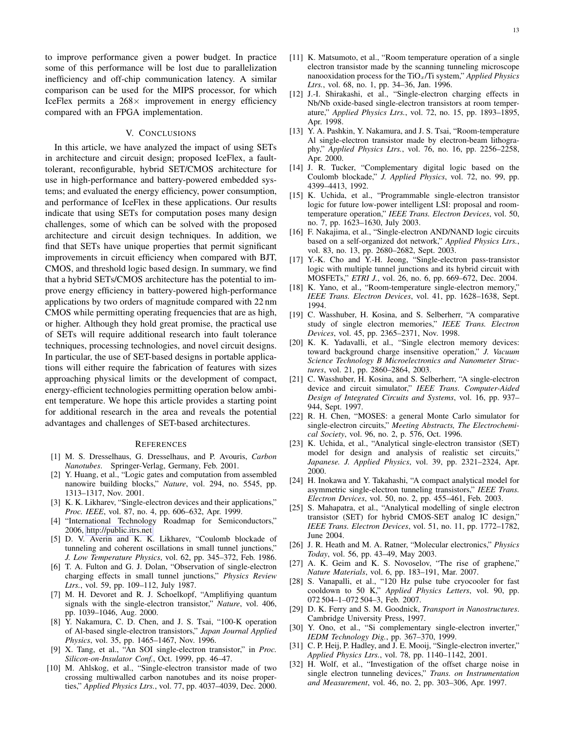to improve performance given a power budget. In practice some of this performance will be lost due to parallelization inefficiency and off-chip communication latency. A similar comparison can be used for the MIPS processor, for which IceFlex permits a 268× improvement in energy efficiency compared with an FPGA implementation.

## V. Conclusions

In this article, we have analyzed the impact of using SETs in architecture and circuit design; proposed IceFlex, a fault-tolerant, reconfigurable, hybrid SET/CMOS architecture for use in high-performance and battery-powered embedded systems; and evaluated the energy efficiency, power consumption, and performance of IceFlex in these applications. Our results indicate that using SETs for computation poses many design challenges, some of which can be solved with the proposed architecture and circuit design techniques. In addition, we find that SETs have unique properties that permit significant improvements in circuit efficiency when compared with BJT, CMOS, and threshold logic based design. In summary, we find that a hybrid SETs/CMOS architecture has the potential to improve energy efficiency in battery-powered high-performance applications by two orders of magnitude compared with 22 nm CMOS while permitting operating frequencies that are as high, or higher. Although they hold great promise, the practical use of SETs will require additional research into fault tolerance techniques, processing technologies, and novel circuit designs. In particular, the use of SET-based designs in portable applications will either require the fabrication of features with sizes approaching physical limits or the development of compact, energy-efficient technologies permitting operation below ambient temperature. We hope this article provides a starting point for additional research in the area and reveals the potential advantages and challenges of SET-based architectures.

## References

[1] M. S. Dresselhaus, G. Dresselhaus, and P. Avouris, *Carbon Nanotubes*. Springer-Verlag, Germany, Feb. 2001.

[2] Y. Huang, et al., "Logic gates and computation from assembled nanowire building blocks," *Nature*, vol. 294, no. 5545, pp. 1313–1317, Nov. 2001.

[3] K. K. Likharev, "Single-electron devices and their applications," *Proc. IEEE*, vol. 87, no. 4, pp. 606–632, Apr. 1999.

[4] "International Technology Roadmap for Semiconductors," 2006, http://public.itrs.net

[5] D. V. Averin and K. K. Likharev, "Coulomb blockade of tunneling and coherent oscillations in small tunnel junctions," *J. Low Temperature Physics*, vol. 62, pp. 345–372, Feb. 1986.

[6] T. A. Fulton and G. J. Dolan, "Observation of single-electron charging effects in small tunnel junctions," *Physics Review Ltrs.*, vol. 59, pp. 109–112, July 1987.

[7] M. H. Devoret and R. J. Schoelkopf, "Amplifiying quantum signals with the single-electron transistor," *Nature*, vol. 406, pp. 1039–1046, Aug. 2000.

[8] Y. Nakamura, C. D. Chen, and J. S. Tsai, "100-K operation of Al-based single-electron transistors," *Japan Journal Applied Physics*, vol. 35, pp. 1465–1467, Nov. 1996.

[9] X. Tang, et al., "An SOI single-electron transistor," in *Proc. Silicon-on-Insulator Conf.*, Oct. 1999, pp. 46–47.

[10] M. Ahlskog, et al., "Single-electron transistor made of two crossing multiwalled carbon nanotubes and its noise properties," *Applied Physics Ltrs.*, vol. 77, pp. 4037–4039, Dec. 2000.

[11] K. Matsumoto, et al., "Room temperature operation of a single electron transistor made by the scanning tunneling microscope nanooxidation process for the $TiO_x$/Ti system," *Applied Physics Ltrs.*, vol. 68, no. 1, pp. 34–36, Jan. 1996.

[12] J.-I. Shirakashi, et al., "Single-electron charging effects in Nb/Nb oxide-based single-electron transistors at room temperature," *Applied Physics Ltrs.*, vol. 72, no. 15, pp. 1893–1895, Apr. 1998.

[13] Y. A. Pashkin, Y. Nakamura, and J. S. Tsai, "Room-temperature Al single-electron transistor made by electron-beam lithography," *Applied Physics Ltrs.*, vol. 76, no. 16, pp. 2256–2258, Apr. 2000.

[14] J. R. Tucker, "Complementary digital logic based on the Coulomb blockade," *J. Applied Physics*, vol. 72, no. 99, pp. 4399–4413, 1992.

[15] K. Uchida, et al., "Programmable single-electron transistor logic for future low-power intelligent LSI: proposal and room-temperature operation," *IEEE Trans. Electron Devices*, vol. 50, no. 7, pp. 1623–1630, July 2003.

[16] F. Nakajima, et al., "Single-electron AND/NAND logic circuits based on a self-organized dot network," *Applied Physics Ltrs.*, vol. 83, no. 13, pp. 2680–2682, Sept. 2003.

[17] Y.-K. Cho and Y.-H. Jeong, "Single-electron pass-transistor logic with multiple tunnel junctions and its hybrid circuit with MOSFETs," *ETRI J.*, vol. 26, no. 6, pp. 669–672, Dec. 2004.

[18] K. Yano, et al., "Room-temperature single-electron memory," *IEEE Trans. Electron Devices*, vol. 41, pp. 1628–1638, Sept. 1994.

[19] C. Wasshuber, H. Kosina, and S. Selberherr, "A comparative study of single electron memories," *IEEE Trans. Electron Devices*, vol. 45, pp. 2365–2371, Nov. 1998.

[20] K. K. Yadavalli, et al., "Single electron memory devices: toward background charge insensitive operation," *J. Vacuum Science Technology B Microelectronics and Nanometer Structures*, vol. 21, pp. 2860–2864, 2003.

[21] C. Wasshuber, H. Kosina, and S. Selberherr, "A single-electron device and circuit simulator," *IEEE Trans. Computer-Aided Design of Integrated Circuits and Systems*, vol. 16, pp. 937–944, Sept. 1997.

[22] R. H. Chen, "MOSES: a general Monte Carlo simulator for single-electron circuits," *Meeting Abstracts, The Electrochemical Society*, vol. 96, no. 2, p. 576, Oct. 1996.

[23] K. Uchida, et al., "Analytical single-electron transistor (SET) model for design and analysis of realistic set circuits," *Japanese. J. Applied Physics*, vol. 39, pp. 2321–2324, Apr. 2000.

[24] H. Inokawa and Y. Takahashi, "A compact analytical model for asymmetric single-electron tunneling transistors," *IEEE Trans. Electron Devices*, vol. 50, no. 2, pp. 455–461, Feb. 2003.

[25] S. Mahapatra, et al., "Analytical modelling of single electron transistor (SET) for hybrid CMOS-SET analog IC design," *IEEE Trans. Electron Devices*, vol. 51, no. 11, pp. 1772–1782, June 2004.

[26] J. R. Heath and M. A. Ratner, "Molecular electronics," *Physics Today*, vol. 56, pp. 43–49, May 2003.

[27] A. K. Geim and K. S. Novoselov, "The rise of graphene," *Nature Materials*, vol. 6, pp. 183–191, Mar. 2007.

[28] S. Vanapalli, et al., "120 Hz pulse tube cryocooler for fast cooldown to 50 K," *Applied Physics Letters*, vol. 90, pp. 072 504–1–072 504–3, Feb. 2007.

[29] D. K. Ferry and S. M. Goodnick, *Transport in Nanostructures*. Cambridge University Press, 1997.

[30] Y. Ono, et al., "Si complementary single-electron inverter," *IEDM Technology Dig.*, pp. 367–370, 1999.

[31] C. P. Heij, P. Hadley, and J. E. Mooij, "Single-electron inverter," *Applied Physics Ltrs.*, vol. 78, pp. 1140–1142, 2001.

[32] H. Wolf, et al., "Investigation of the offset charge noise in single electron tunneling devices," *Trans. on Instrumentation and Measurement*, vol. 46, no. 2, pp. 303–306, Apr. 1997.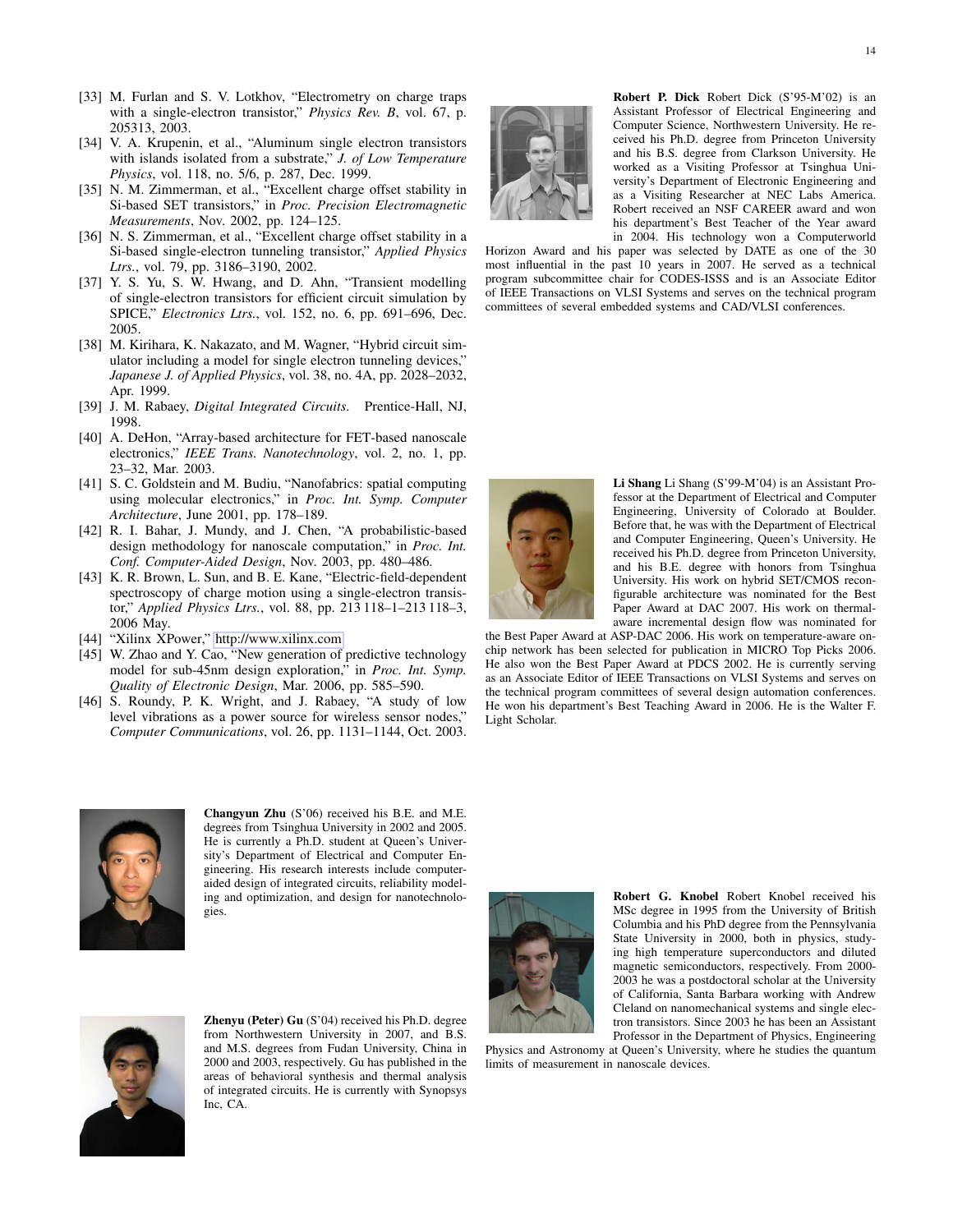[33] M. Furlan and S. V. Lotkhov, "Electrometry on charge traps with a single-electron transistor," *Physics Rev. B*, vol. 67, p. 205313, 2003.

[34] V. A. Krupenin, et al., "Aluminum single electron transistors with islands isolated from a substrate," *J. of Low Temperature Physics*, vol. 118, no. 5/6, p. 287, Dec. 1999.

[35] N. M. Zimmerman, et al., "Excellent charge offset stability in Si-based SET transistors," in *Proc. Precision Electromagnetic Measurements*, Nov. 2002, pp. 124–125.

[36] N. S. Zimmerman, et al., "Excellent charge offset stability in a Si-based single-electron tunneling transistor," *Applied Physics Ltrs.*, vol. 79, pp. 3186–3190, 2002.

[37] Y. S. Yu, S. W. Hwang, and D. Ahn, "Transient modelling of single-electron transistors for efficient circuit simulation by SPICE," *Electronics Ltrs.*, vol. 152, no. 6, pp. 691–696, Dec. 2005.

[38] M. Kirihara, K. Nakazato, and M. Wagner, "Hybrid circuit simulator including a model for single electron tunneling devices," *Japanese J. of Applied Physics*, vol. 38, no. 4A, pp. 2028–2032, Apr. 1999.

[39] J. M. Rabaey, *Digital Integrated Circuits*. Prentice-Hall, NJ, 1998.

[40] A. DeHon, "Array-based architecture for FET-based nanoscale electronics," *IEEE Trans. Nanotechnology*, vol. 2, no. 1, pp. 23–32, Mar. 2003.

[41] S. C. Goldstein and M. Budiu, "Nanofabrics: spatial computing using molecular electronics," in *Proc. Int. Symp. Computer Architecture*, June 2001, pp. 178–189.

[42] R. I. Bahar, J. Mundy, and J. Chen, "A probabilistic-based design methodology for nanoscale computation," in *Proc. Int. Conf. Computer-Aided Design*, Nov. 2003, pp. 480–486.

[43] K. R. Brown, L. Sun, and B. E. Kane, "Electric-field-dependent spectroscopy of charge motion using a single-electron transistor," *Applied Physics Ltrs.*, vol. 88, pp. 213 118–1–213 118–3, 2006 May.

[44] "Xilinx XPower," http://www.xilinx.com

[45] W. Zhao and Y. Cao, "New generation of predictive technology model for sub-45nm design exploration," in *Proc. Int. Symp. Quality of Electronic Design*, Mar. 2006, pp. 585–590.

[46] S. Roundy, P. K. Wright, and J. Rabaey, "A study of low level vibrations as a power source for wireless sensor nodes," *Computer Communications*, vol. 26, pp. 1131–1144, Oct. 2003.

**Changyun Zhu** (S'06) received his B.E. and M.E. degrees from Tsinghua University in 2002 and 2005. He is currently a Ph.D. student at Queen's University's Department of Electrical and Computer Engineering. His research interests include computer-aided design of integrated circuits, reliability modeling and optimization, and design for nanotechnologies.

**Zhenyu (Peter) Gu** (S'04) received his Ph.D. degree from Northwestern University in 2007, and B.S. and M.S. degrees from Fudan University, China in 2000 and 2003, respectively. Gu has published in the areas of behavioral synthesis and thermal analysis of integrated circuits. He is currently with Synopsys Inc, CA.

**Robert P. Dick** Robert Dick (S'95-M'02) is an Assistant Professor of Electrical Engineering and Computer Science, Northwestern University. He received his Ph.D. degree from Princeton University and his B.S. degree from Clarkson University. He worked as a Visiting Professor at Tsinghua University's Department of Electronic Engineering and as a Visiting Researcher at NEC Labs America. Robert received an NSF CAREER award and won his department's Best Teacher of the Year award in 2004. His technology won a Computerworld Horizon Award and his paper was selected by DATE as one of the 30 most influential in the past 10 years in 2007. He served as a technical program subcommittee chair for CODES-ISSS and is an Associate Editor of IEEE Transactions on VLSI Systems and serves on the technical program committees of several embedded systems and CAD/VLSI conferences.

**Li Shang** Li Shang (S'99-M'04) is an Assistant Professor at the Department of Electrical and Computer Engineering, University of Colorado at Boulder. Before that, he was with the Department of Electrical and Computer Engineering, Queen's University. He received his Ph.D. degree from Princeton University, and his B.E. degree with honors from Tsinghua University. His work on hybrid SET/CMOS reconfigurable architecture was nominated for the Best Paper Award at DAC 2007. His work on thermal-aware incremental design flow was nominated for the Best Paper Award at ASP-DAC 2006. His work on temperature-aware on-chip network has been selected for publication in MICRO Top Picks 2006. He also won the Best Paper Award at PDCS 2002. He is currently serving as an Associate Editor of IEEE Transactions on VLSI Systems and serves on the technical program committees of several design automation conferences. He won his department's Best Teaching Award in 2006. He is the Walter F. Light Scholar.

**Robert G. Knobel** Robert Knobel received his MSc degree in 1995 from the University of British Columbia and his PhD degree from the Pennsylvania State University in 2000, both in physics, studying high temperature superconductors and diluted magnetic semiconductors, respectively. From 2000-2003 he was a postdoctoral scholar at the University of California, Santa Barbara working with Andrew Cleland on nanomechanical systems and single electron transistors. Since 2003 he has been an Assistant Professor in the Department of Physics, Engineering Physics and Astronomy at Queen's University, where he studies the quantum limits of measurement in nanoscale devices.